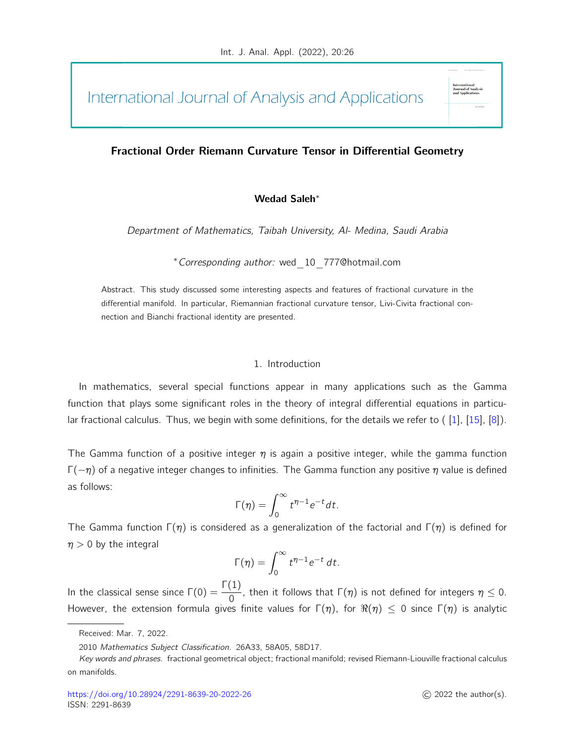# Fractional Order Riemann Curvature Tensor in Differential Geometry

**Wedad Saleh***

*Department of Mathematics, Taibah University, Al- Medina, Saudi Arabia*

**Corresponding author:* wed_10_777@hotmail.com

Abstract. This study discussed some interesting aspects and features of fractional curvature in the differential manifold. In particular, Riemannian fractional curvature tensor, Livi-Civita fractional connection and Bianchi fractional identity are presented.

## 1. Introduction

In mathematics, several special functions appear in many applications such as the Gamma function that plays some significant roles in the theory of integral differential equations in particular fractional calculus. Thus, we begin with some definitions, for the details we refer to ( [1], [15], [8]).

The Gamma function of a positive integer $\eta$ is again a positive integer, while the gamma function $\Gamma(-\eta)$ of a negative integer changes to infinities. The Gamma function any positive $\eta$ value is defined as follows:

$$\Gamma(\eta) = \int_0^\infty t^{\eta-1}e^{-t}dt.$$

The Gamma function $\Gamma(\eta)$ is considered as a generalization of the factorial and $\Gamma(\eta)$ is defined for $\eta > 0$ by the integral

$$\Gamma(\eta) = \int_0^\infty t^{\eta-1}e^{-t}\, dt.$$

In the classical sense since $\Gamma(0) = \dfrac{\Gamma(1)}{0}$, then it follows that $\Gamma(\eta)$ is not defined for integers $\eta \leq 0$. However, the extension formula gives finite values for $\Gamma(\eta)$, for $\Re(\eta) \leq 0$ since $\Gamma(\eta)$ is analytic

Received: Mar. 7, 2022.

2010 *Mathematics Subject Classification.* 26A33, 58A05, 58D17.

*Key words and phrases.* fractional geometrical object; fractional manifold; revised Riemann-Liouville fractional calculus on manifolds.

https://doi.org/10.28924/2291-8639-20-2022-26

ISSN: 2291-8639

© 2022 the author(s).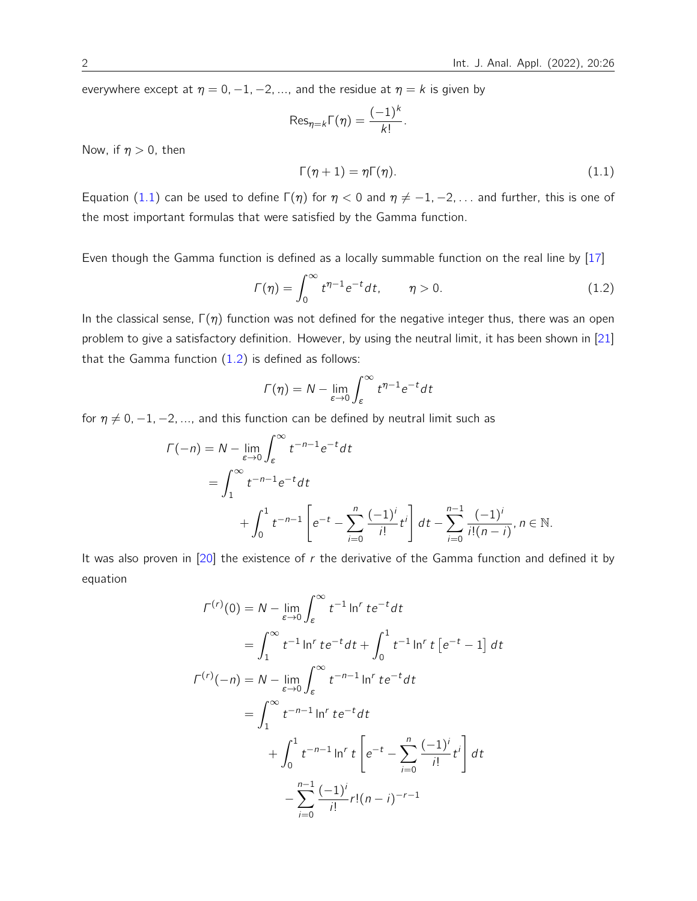everywhere except at $\eta = 0, -1, -2, ...$, and the residue at $\eta = k$ is given by

$$\text{Res}_{\eta=k}\Gamma(\eta) = \frac{(-1)^k}{k!}.$$

Now, if $\eta > 0$, then

$$\Gamma(\eta + 1) = \eta\Gamma(\eta). \tag{1.1}$$

Equation (1.1) can be used to define $\Gamma(\eta)$ for $\eta < 0$ and $\eta \neq -1, -2, \ldots$ and further, this is one of the most important formulas that were satisfied by the Gamma function.

Even though the Gamma function is defined as a locally summable function on the real line by [17]

$$\Gamma(\eta) = \int_0^\infty t^{\eta-1}e^{-t}dt, \qquad \eta > 0. \tag{1.2}$$

In the classical sense, $\Gamma(\eta)$ function was not defined for the negative integer thus, there was an open problem to give a satisfactory definition. However, by using the neutral limit, it has been shown in [21] that the Gamma function (1.2) is defined as follows:

$$\Gamma(\eta) = N - \lim_{\varepsilon\to 0}\int_\varepsilon^\infty t^{\eta-1}e^{-t}dt$$

for $\eta \neq 0, -1, -2, ...$, and this function can be defined by neutral limit such as

$$\begin{aligned}
\Gamma(-n) &= N - \lim_{\varepsilon\to 0}\int_\varepsilon^\infty t^{-n-1}e^{-t}dt \\
&= \int_1^\infty t^{-n-1}e^{-t}dt \\
&\qquad + \int_0^1 t^{-n-1}\left[e^{-t} - \sum_{i=0}^{n}\frac{(-1)^i}{i!}t^i\right]dt - \sum_{i=0}^{n-1}\frac{(-1)^i}{i!(n-i)}, n \in \mathbb{N}.
\end{aligned}$$

It was also proven in [20] the existence of $r$ the derivative of the Gamma function and defined it by equation

$$\begin{aligned}
\Gamma^{(r)}(0) &= N - \lim_{\varepsilon\to 0}\int_\varepsilon^\infty t^{-1}\ln^r te^{-t}dt \\
&= \int_1^\infty t^{-1}\ln^r te^{-t}dt + \int_0^1 t^{-1}\ln^r t\left[e^{-t} - 1\right]dt \\
\Gamma^{(r)}(-n) &= N - \lim_{\varepsilon\to 0}\int_\varepsilon^\infty t^{-n-1}\ln^r te^{-t}dt \\
&= \int_1^\infty t^{-n-1}\ln^r te^{-t}dt \\
&\qquad + \int_0^1 t^{-n-1}\ln^r t\left[e^{-t} - \sum_{i=0}^{n}\frac{(-1)^i}{i!}t^i\right]dt \\
&\qquad - \sum_{i=0}^{n-1}\frac{(-1)^i}{i!}r!(n-i)^{-r-1}
\end{aligned}$$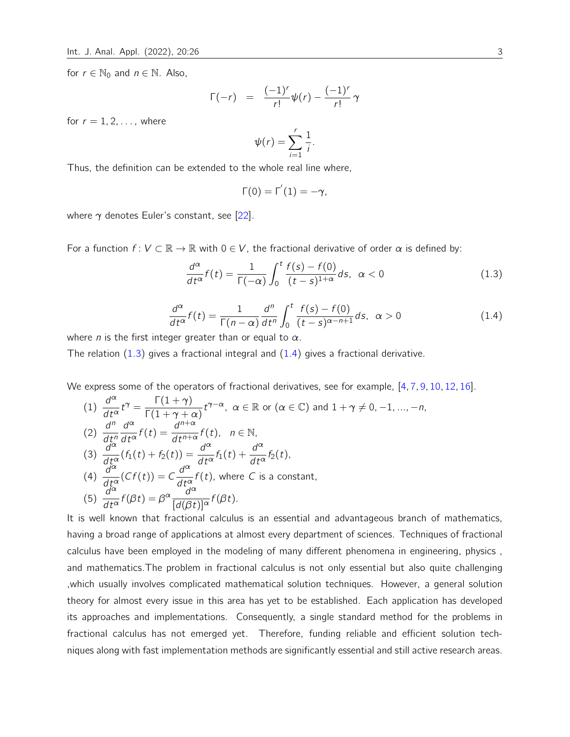for $r \in \mathbb{N}_0$ and $n \in \mathbb{N}$. Also,

$$\Gamma(-r) \;\; = \;\; \frac{(-1)^r}{r!}\psi(r) - \frac{(-1)^r}{r!}\gamma$$

for $r = 1, 2, \ldots,$ where

$$\psi(r) = \sum_{i=1}^{r} \frac{1}{i}.$$

Thus, the definition can be extended to the whole real line where,

$$\Gamma(0) = \Gamma^{'}(1) = -\gamma,$$

where $\gamma$ denotes Euler's constant, see [22].

For a function $f : V \subset \mathbb{R} \to \mathbb{R}$ with $0 \in V$, the fractional derivative of order $\alpha$ is defined by:

$$\frac{d^\alpha}{dt^\alpha} f(t) = \frac{1}{\Gamma(-\alpha)} \int_0^t \frac{f(s) - f(0)}{(t-s)^{1+\alpha}} ds, \;\; \alpha < 0 \tag{1.3}$$

$$\frac{d^\alpha}{dt^\alpha} f(t) = \frac{1}{\Gamma(n-\alpha)} \frac{d^n}{dt^n} \int_0^t \frac{f(s) - f(0)}{(t-s)^{\alpha-n+1}} ds, \;\; \alpha > 0 \tag{1.4}$$

where $n$ is the first integer greater than or equal to $\alpha$.

The relation (1.3) gives a fractional integral and (1.4) gives a fractional derivative.

We express some of the operators of fractional derivatives, see for example, [4, 7, 9, 10, 12, 16].

(1) $\dfrac{d^\alpha}{dt^\alpha} t^\gamma = \dfrac{\Gamma(1+\gamma)}{\Gamma(1+\gamma+\alpha)} t^{\gamma-\alpha}, \; \alpha \in \mathbb{R}$ or $(\alpha \in \mathbb{C})$ and $1 + \gamma \neq 0, -1, ..., -n,$

(2) $\dfrac{d^n}{dt^n} \dfrac{d^\alpha}{dt^\alpha} f(t) = \dfrac{d^{n+\alpha}}{dt^{n+\alpha}} f(t), \quad n \in \mathbb{N},$

(3) $\dfrac{d^\alpha}{dt^\alpha} (f_1(t) + f_2(t)) = \dfrac{d^\alpha}{dt^\alpha} f_1(t) + \dfrac{d^\alpha}{dt^\alpha} f_2(t),$

(4) $\dfrac{d^\alpha}{dt^\alpha} (C f(t)) = C \dfrac{d^\alpha}{dt^\alpha} f(t)$, where $C$ is a constant,

(5) $\dfrac{d^\alpha}{dt^\alpha} f(\beta t) = \beta^\alpha \dfrac{d^\alpha}{[d(\beta t)]^\alpha} f(\beta t).$

It is well known that fractional calculus is an essential and advantageous branch of mathematics, having a broad range of applications at almost every department of sciences. Techniques of fractional calculus have been employed in the modeling of many different phenomena in engineering, physics , and mathematics.The problem in fractional calculus is not only essential but also quite challenging ,which usually involves complicated mathematical solution techniques. However, a general solution theory for almost every issue in this area has yet to be established. Each application has developed its approaches and implementations. Consequently, a single standard method for the problems in fractional calculus has not emerged yet. Therefore, funding reliable and efficient solution techniques along with fast implementation methods are significantly essential and still active research areas.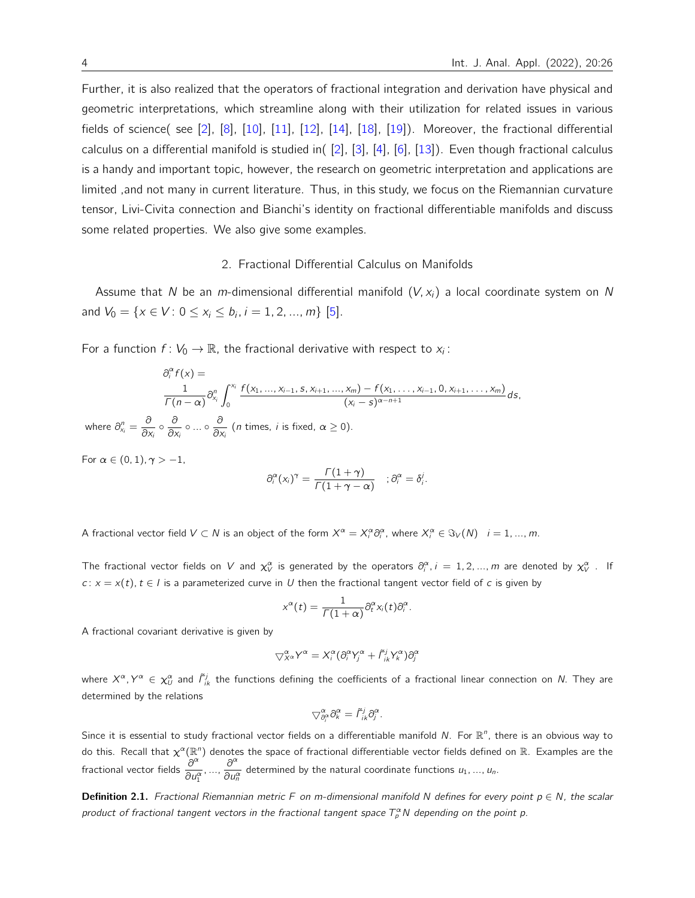Further, it is also realized that the operators of fractional integration and derivation have physical and geometric interpretations, which streamline along with their utilization for related issues in various fields of science( see [2], [8], [10], [11], [12], [14], [18], [19]). Moreover, the fractional differential calculus on a differential manifold is studied in( [2], [3], [4], [6], [13]). Even though fractional calculus is a handy and important topic, however, the research on geometric interpretation and applications are limited ,and not many in current literature. Thus, in this study, we focus on the Riemannian curvature tensor, Livi-Civita connection and Bianchi's identity on fractional differentiable manifolds and discuss some related properties. We also give some examples.

## 2. Fractional Differential Calculus on Manifolds

Assume that $N$ be an $m$-dimensional differential manifold $(V, x_i)$ a local coordinate system on $N$ and $V_0 = \{x \in V : 0 \leq x_i \leq b_i, i = 1, 2, ..., m\}$ [5].

For a function $f : V_0 \to \mathbb{R}$, the fractional derivative with respect to $x_i$:

$$\partial_i^\alpha f(x) = \frac{1}{\Gamma(n-\alpha)} \partial_{x_i}^n \int_0^{x_i} \frac{f(x_1, ..., x_{i-1}, s, x_{i+1}, ..., x_m) - f(x_1, \ldots, x_{i-1}, 0, x_{i+1}, \ldots, x_m)}{(x_i - s)^{\alpha - n + 1}} ds,$$

where $\partial_{x_i}^n = \dfrac{\partial}{\partial x_i} \circ \dfrac{\partial}{\partial x_i} \circ ... \circ \dfrac{\partial}{\partial x_i}$ ($n$ times, $i$ is fixed, $\alpha \geq 0$).

For $\alpha \in (0, 1), \gamma > -1$,

$$\partial_i^\alpha (x_i)^\gamma = \frac{\Gamma(1+\gamma)}{\Gamma(1+\gamma-\alpha)} \quad ; \partial_i^\alpha = \delta_i^j.$$

A fractional vector field $V \subset N$ is an object of the form $X^\alpha = X_i^\alpha \partial_i^\alpha$, where $X_i^\alpha \in \Im_V(N) \quad i = 1, ..., m$.

The fractional vector fields on $V$ and $\chi_V^\alpha$ is generated by the operators $\partial_i^\alpha, i = 1, 2, ..., m$ are denoted by $\chi_V^\alpha$ . If $c : x = x(t), t \in I$ is a parameterized curve in $U$ then the fractional tangent vector field of $c$ is given by

$$x^\alpha(t) = \frac{1}{\Gamma(1+\alpha)} \partial_t^\alpha x_i(t) \partial_i^\alpha.$$

A fractional covariant derivative is given by

$$\bigtriangledown_{X^\alpha}^\alpha Y^\alpha = X_i^\alpha (\partial_i^\alpha Y_j^\alpha + \tilde{\Gamma}_{ik}^j Y_k^\alpha) \partial_j^\alpha$$

where $X^\alpha, Y^\alpha \in \chi_U^\alpha$ and $\tilde{\Gamma}_{ik}^j$ the functions defining the coefficients of a fractional linear connection on $N$. They are determined by the relations

$$\bigtriangledown_{\partial_i^\alpha}^\alpha \partial_k^\alpha = \tilde{\Gamma}_{ik}^j \partial_j^\alpha.$$

Since it is essential to study fractional vector fields on a differentiable manifold $N$. For $\mathbb{R}^n$, there is an obvious way to do this. Recall that $\chi^\alpha(\mathbb{R}^n)$ denotes the space of fractional differentiable vector fields defined on $\mathbb{R}$. Examples are the fractional vector fields $\dfrac{\partial^\alpha}{\partial u_1^\alpha}, ..., \dfrac{\partial^\alpha}{\partial u_n^\alpha}$ determined by the natural coordinate functions $u_1, ..., u_n$.

**Definition 2.1.** *Fractional Riemannian metric $F$ on $m$-dimensional manifold $N$ defines for every point $p \in N$, the scalar product of fractional tangent vectors in the fractional tangent space $T_p^\alpha N$ depending on the point $p$.*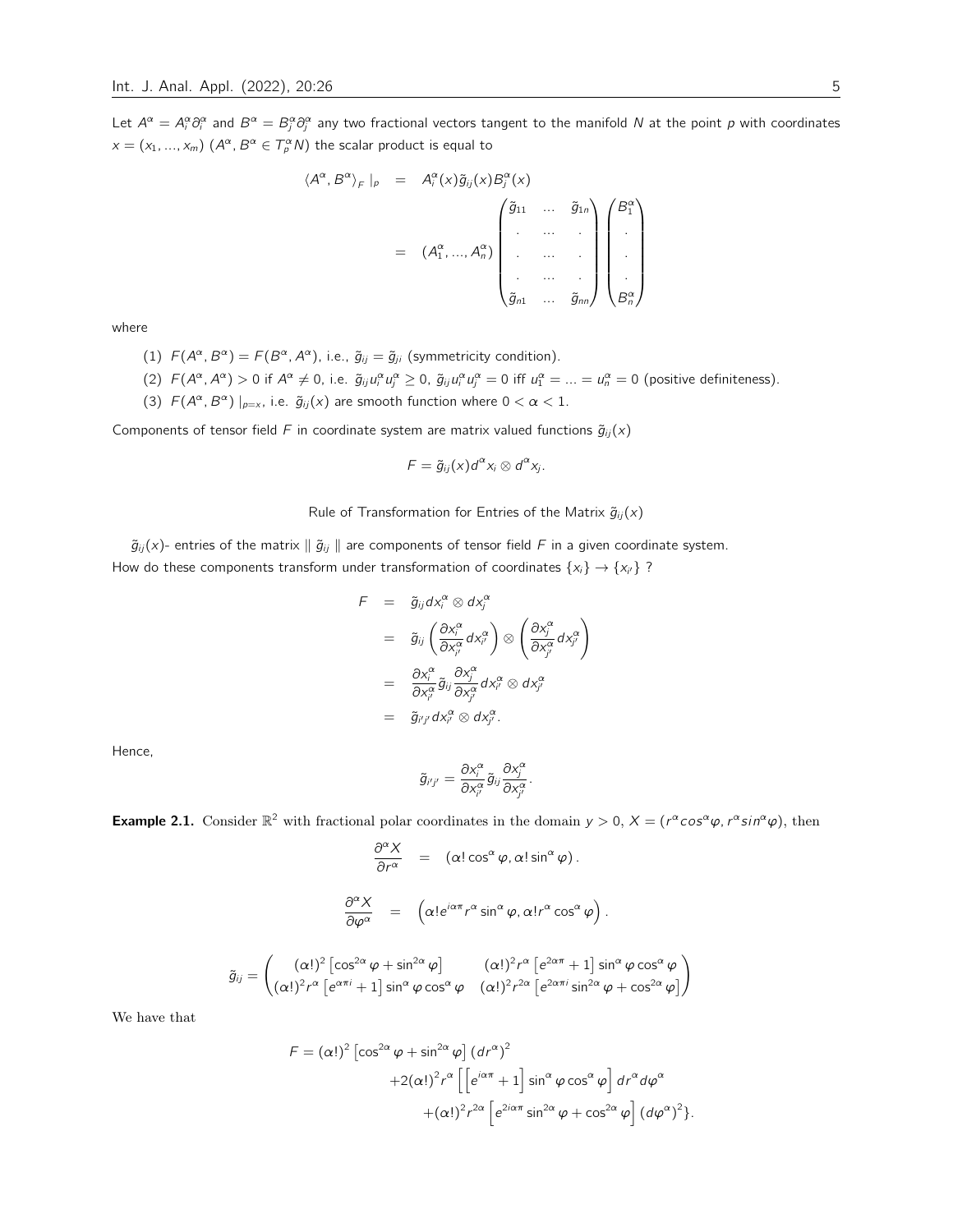Let $A^\alpha = A_i^\alpha \partial_i^\alpha$ and $B^\alpha = B_j^\alpha \partial_j^\alpha$ any two fractional vectors tangent to the manifold $N$ at the point $p$ with coordinates $x = (x_1, ..., x_m)$ $(A^\alpha, B^\alpha \in T_p^\alpha N)$ the scalar product is equal to

$$
\begin{aligned}
\langle A^\alpha, B^\alpha \rangle_F \mid_p &= A_i^\alpha(x)\tilde{g}_{ij}(x)B_j^\alpha(x) \\
&= (A_1^\alpha, ..., A_n^\alpha) \begin{pmatrix} \tilde{g}_{11} & \dots & \tilde{g}_{1n} \\ . & \dots & . \\ . & \dots & . \\ . & \dots & . \\ \tilde{g}_{n1} & \dots & \tilde{g}_{nn} \end{pmatrix} \begin{pmatrix} B_1^\alpha \\ . \\ . \\ . \\ B_n^\alpha \end{pmatrix}
\end{aligned}
$$

where

(1) $F(A^\alpha, B^\alpha) = F(B^\alpha, A^\alpha)$, i.e., $\tilde{g}_{ij} = \tilde{g}_{ji}$ (symmetricity condition).
(2) $F(A^\alpha, A^\alpha) > 0$ if $A^\alpha \neq 0$, i.e. $\tilde{g}_{ij} u_i^\alpha u_j^\alpha \geq 0$, $\tilde{g}_{ij} u_i^\alpha u_j^\alpha = 0$ iff $u_1^\alpha = ... = u_n^\alpha = 0$ (positive definiteness).
(3) $F(A^\alpha, B^\alpha) \mid_{p=x}$, i.e. $\tilde{g}_{ij}(x)$ are smooth function where $0 < \alpha < 1$.

Components of tensor field $F$ in coordinate system are matrix valued functions $\tilde{g}_{ij}(x)$

$$F = \tilde{g}_{ij}(x) d^\alpha x_i \otimes d^\alpha x_j.$$

Rule of Transformation for Entries of the Matrix $\tilde{g}_{ij}(x)$

$\tilde{g}_{ij}(x)$- entries of the matrix $\parallel \tilde{g}_{ij} \parallel$ are components of tensor field $F$ in a given coordinate system.
How do these components transform under transformation of coordinates $\{x_i\} \to \{x_{i'}\}$ ?

$$
\begin{aligned}
F &= \tilde{g}_{ij} dx_i^\alpha \otimes dx_j^\alpha \\
&= \tilde{g}_{ij} \left( \frac{\partial x_i^\alpha}{\partial x_{i'}^\alpha} dx_{i'}^\alpha \right) \otimes \left( \frac{\partial x_j^\alpha}{\partial x_{j'}^\alpha} dx_{j'}^\alpha \right) \\
&= \frac{\partial x_i^\alpha}{\partial x_{i'}^\alpha} \tilde{g}_{ij} \frac{\partial x_j^\alpha}{\partial x_{j'}^\alpha} dx_{i'}^\alpha \otimes dx_{j'}^\alpha \\
&= \tilde{g}_{i'j'} dx_{i'}^\alpha \otimes dx_{j'}^\alpha.
\end{aligned}
$$

Hence,

$$\tilde{g}_{i'j'} = \frac{\partial x_i^\alpha}{\partial x_{i'}^\alpha} \tilde{g}_{ij} \frac{\partial x_j^\alpha}{\partial x_{j'}^\alpha}.$$

**Example 2.1.** Consider $\mathbb{R}^2$ with fractional polar coordinates in the domain $y > 0$, $X = (r^\alpha cos^\alpha \varphi, r^\alpha sin^\alpha \varphi)$, then

$$\frac{\partial^\alpha X}{\partial r^\alpha} = (\alpha! \cos^\alpha \varphi, \alpha! \sin^\alpha \varphi).$$

$$\frac{\partial^\alpha X}{\partial \varphi^\alpha} = \left( \alpha! e^{i\alpha\pi} r^\alpha \sin^\alpha \varphi, \alpha! r^\alpha \cos^\alpha \varphi \right).$$

$$\tilde{g}_{ij} = \begin{pmatrix} (\alpha!)^2 \left[ \cos^{2\alpha} \varphi + \sin^{2\alpha} \varphi \right] & (\alpha!)^2 r^\alpha \left[ e^{2\alpha\pi} + 1 \right] \sin^\alpha \varphi \cos^\alpha \varphi \\ (\alpha!)^2 r^\alpha \left[ e^{\alpha\pi i} + 1 \right] \sin^\alpha \varphi \cos^\alpha \varphi & (\alpha!)^2 r^{2\alpha} \left[ e^{2\alpha\pi i} \sin^{2\alpha} \varphi + \cos^{2\alpha} \varphi \right] \end{pmatrix}$$

We have that

$$
\begin{aligned}
F = (\alpha!)^2 \left[ \cos^{2\alpha} \varphi + \sin^{2\alpha} \varphi \right] (dr^\alpha)^2 \\
+ 2(\alpha!)^2 r^\alpha \left[ \left[ e^{i\alpha\pi} + 1 \right] \sin^\alpha \varphi \cos^\alpha \varphi \right] dr^\alpha d\varphi^\alpha \\
+ (\alpha!)^2 r^{2\alpha} \left[ e^{2i\alpha\pi} \sin^{2\alpha} \varphi + \cos^{2\alpha} \varphi \right] (d\varphi^\alpha)^2 \}.
\end{aligned}
$$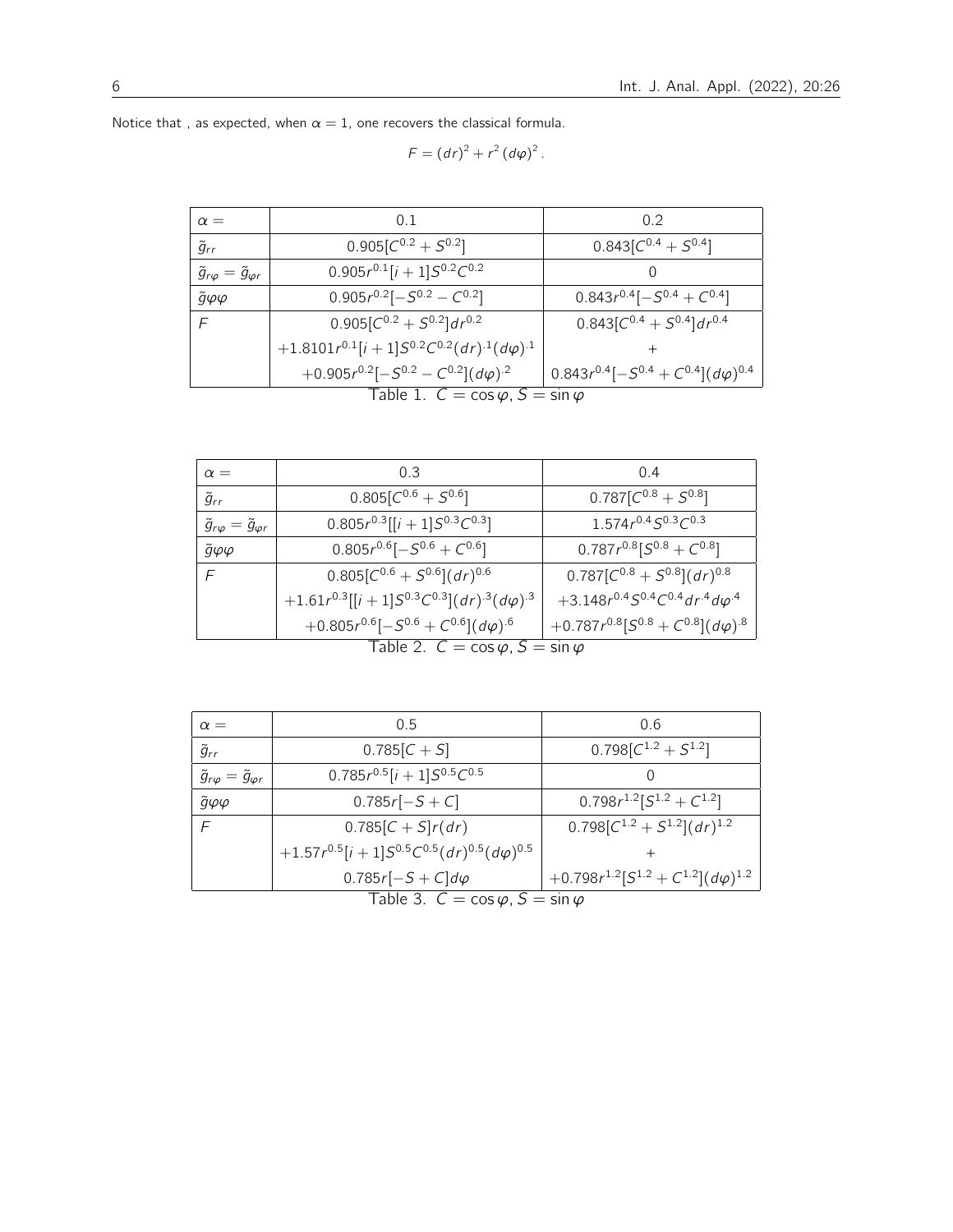Notice that , as expected, when $\alpha = 1$, one recovers the classical formula.

$$F = (dr)^2 + r^2 (d\varphi)^2 .$$

| $\alpha =$ | 0.1 | 0.2 |
|---|---|---|
| $\tilde{g}_{rr}$ | $0.905[C^{0.2} + S^{0.2}]$ | $0.843[C^{0.4} + S^{0.4}]$ |
| $\tilde{g}_{r\varphi} = \tilde{g}_{\varphi r}$ | $0.905 r^{0.1}[i + 1]S^{0.2}C^{0.2}$ | $0$ |
| $\tilde{g}\varphi\varphi$ | $0.905 r^{0.2}[-S^{0.2} - C^{0.2}]$ | $0.843 r^{0.4}[-S^{0.4} + C^{0.4}]$ |
| $F$ | $0.905[C^{0.2} + S^{0.2}]dr^{0.2}$ $+1.8101 r^{0.1}[i + 1]S^{0.2}C^{0.2}(dr)^{.1}(d\varphi)^{.1}$ $+0.905 r^{0.2}[-S^{0.2} - C^{0.2}](d\varphi)^{.2}$ | $0.843[C^{0.4} + S^{0.4}]dr^{0.4}$ $+$ $0.843 r^{0.4}[-S^{0.4} + C^{0.4}](d\varphi)^{0.4}$ |

Table 1. $C = \cos\varphi, S = \sin\varphi$

| $\alpha =$ | 0.3 | 0.4 |
|---|---|---|
| $\tilde{g}_{rr}$ | $0.805[C^{0.6} + S^{0.6}]$ | $0.787[C^{0.8} + S^{0.8}]$ |
| $\tilde{g}_{r\varphi} = \tilde{g}_{\varphi r}$ | $0.805 r^{0.3}[[i + 1]S^{0.3}C^{0.3}]$ | $1.574 r^{0.4}S^{0.3}C^{0.3}$ |
| $\tilde{g}\varphi\varphi$ | $0.805 r^{0.6}[-S^{0.6} + C^{0.6}]$ | $0.787 r^{0.8}[S^{0.8} + C^{0.8}]$ |
| $F$ | $0.805[C^{0.6} + S^{0.6}](dr)^{0.6}$ $+1.61 r^{0.3}[[i + 1]S^{0.3}C^{0.3}](dr)^{.3}(d\varphi)^{.3}$ $+0.805 r^{0.6}[-S^{0.6} + C^{0.6}](d\varphi)^{.6}$ | $0.787[C^{0.8} + S^{0.8}](dr)^{0.8}$ $+3.148 r^{0.4}S^{0.4}C^{0.4}dr^{.4}d\varphi^{.4}$ $+0.787 r^{0.8}[S^{0.8} + C^{0.8}](d\varphi)^{.8}$ |

Table 2. $C = \cos\varphi, S = \sin\varphi$

| $\alpha =$ | 0.5 | 0.6 |
|---|---|---|
| $\tilde{g}_{rr}$ | $0.785[C + S]$ | $0.798[C^{1.2} + S^{1.2}]$ |
| $\tilde{g}_{r\varphi} = \tilde{g}_{\varphi r}$ | $0.785 r^{0.5}[i + 1]S^{0.5}C^{0.5}$ | $0$ |
| $\tilde{g}\varphi\varphi$ | $0.785 r[-S + C]$ | $0.798 r^{1.2}[S^{1.2} + C^{1.2}]$ |
| $F$ | $0.785[C + S]r(dr)$ $+1.57 r^{0.5}[i + 1]S^{0.5}C^{0.5}(dr)^{0.5}(d\varphi)^{0.5}$ $0.785 r[-S + C]d\varphi$ | $0.798[C^{1.2} + S^{1.2}](dr)^{1.2}$ $+$ $+0.798 r^{1.2}[S^{1.2} + C^{1.2}](d\varphi)^{1.2}$ |

Table 3. $C = \cos\varphi, S = \sin\varphi$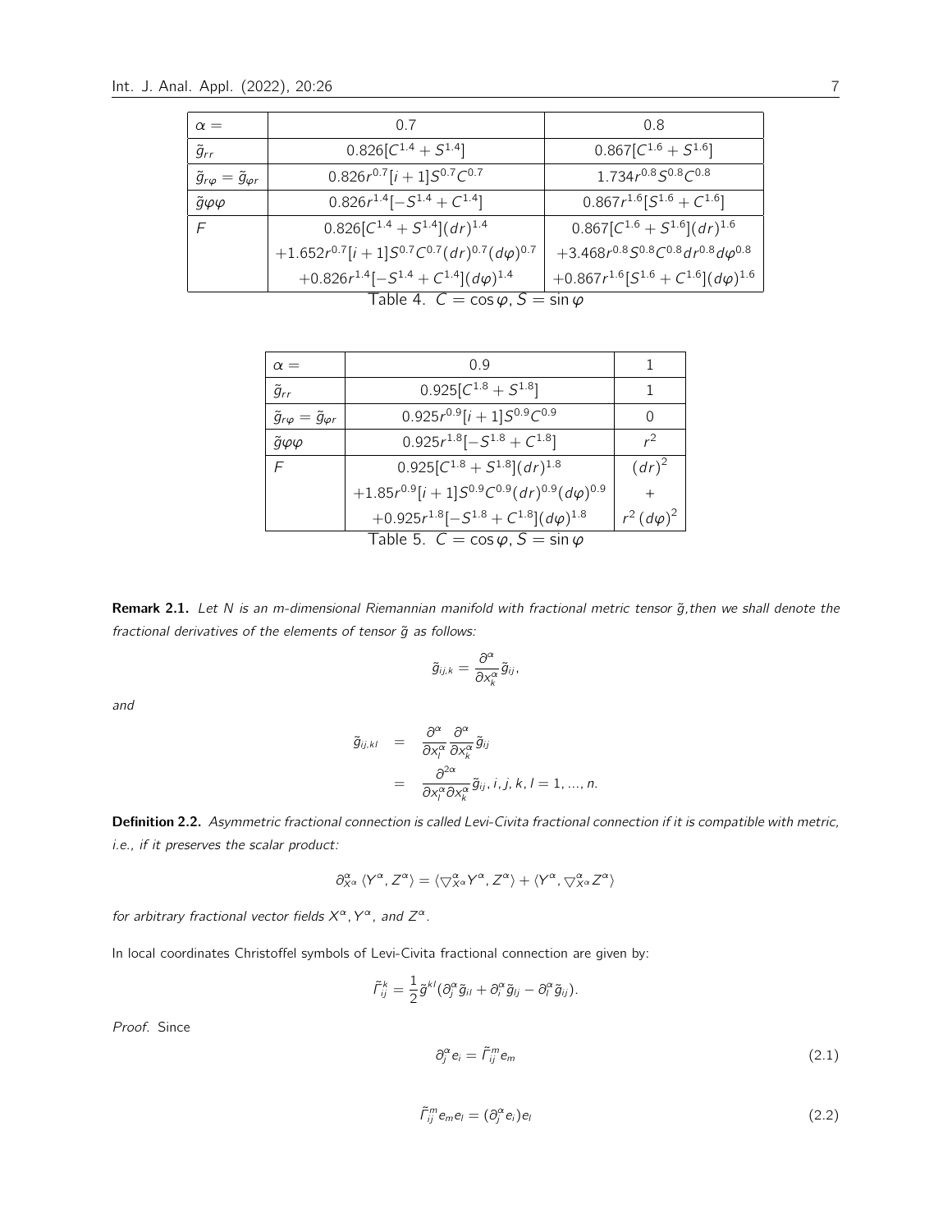| $\alpha =$ | 0.7 | 0.8 |
|---|---|---|
| $\tilde{g}_{rr}$ | $0.826[C^{1.4}+S^{1.4}]$ | $0.867[C^{1.6}+S^{1.6}]$ |
| $\tilde{g}_{r\varphi}=\tilde{g}_{\varphi r}$ | $0.826r^{0.7}[i+1]S^{0.7}C^{0.7}$ | $1.734r^{0.8}S^{0.8}C^{0.8}$ |
| $\tilde{g}\varphi\varphi$ | $0.826r^{1.4}[-S^{1.4}+C^{1.4}]$ | $0.867r^{1.6}[S^{1.6}+C^{1.6}]$ |
| $F$ | $0.826[C^{1.4}+S^{1.4}](dr)^{1.4}$ $+1.652r^{0.7}[i+1]S^{0.7}C^{0.7}(dr)^{0.7}(d\varphi)^{0.7}$ $+0.826r^{1.4}[-S^{1.4}+C^{1.4}](d\varphi)^{1.4}$ | $0.867[C^{1.6}+S^{1.6}](dr)^{1.6}$ $+3.468r^{0.8}S^{0.8}C^{0.8}dr^{0.8}d\varphi^{0.8}$ $+0.867r^{1.6}[S^{1.6}+C^{1.6}](d\varphi)^{1.6}$ |

Table 4. $C=\cos\varphi$, $S=\sin\varphi$

| $\alpha =$ | 0.9 | 1 |
|---|---|---|
| $\tilde{g}_{rr}$ | $0.925[C^{1.8}+S^{1.8}]$ | 1 |
| $\tilde{g}_{r\varphi}=\tilde{g}_{\varphi r}$ | $0.925r^{0.9}[i+1]S^{0.9}C^{0.9}$ | 0 |
| $\tilde{g}\varphi\varphi$ | $0.925r^{1.8}[-S^{1.8}+C^{1.8}]$ | $r^2$ |
| $F$ | $0.925[C^{1.8}+S^{1.8}](dr)^{1.8}$ $+1.85r^{0.9}[i+1]S^{0.9}C^{0.9}(dr)^{0.9}(d\varphi)^{0.9}$ $+0.925r^{1.8}[-S^{1.8}+C^{1.8}](d\varphi)^{1.8}$ | $(dr)^2$ $+$ $r^2(d\varphi)^2$ |

Table 5. $C=\cos\varphi$, $S=\sin\varphi$

**Remark 2.1.** *Let $N$ is an $m$-dimensional Riemannian manifold with fractional metric tensor $\tilde{g}$, then we shall denote the fractional derivatives of the elements of tensor $\tilde{g}$ as follows:*

$$\tilde{g}_{ij,k}=\frac{\partial^{\alpha}}{\partial x_k^{\alpha}}\tilde{g}_{ij},$$

*and*

$$\begin{aligned}\tilde{g}_{ij,kl} &= \frac{\partial^{\alpha}}{\partial x_l^{\alpha}}\frac{\partial^{\alpha}}{\partial x_k^{\alpha}}\tilde{g}_{ij}\\ &= \frac{\partial^{2\alpha}}{\partial x_l^{\alpha}\partial x_k^{\alpha}}\tilde{g}_{ij},\, i,j,k,l=1,...,n.\end{aligned}$$

**Definition 2.2.** *Asymmetric fractional connection is called Levi-Civita fractional connection if it is compatible with metric, i.e., if it preserves the scalar product:*

$$\partial^{\alpha}_{X^{\alpha}}\langle Y^{\alpha},Z^{\alpha}\rangle=\langle\nabla^{\alpha}_{X^{\alpha}}Y^{\alpha},Z^{\alpha}\rangle+\langle Y^{\alpha},\nabla^{\alpha}_{X^{\alpha}}Z^{\alpha}\rangle$$

*for arbitrary fractional vector fields $X^{\alpha}$, $Y^{\alpha}$, and $Z^{\alpha}$.*

In local coordinates Christoffel symbols of Levi-Civita fractional connection are given by:

$$\tilde{\Gamma}^k_{ij}=\frac{1}{2}\tilde{g}^{kl}(\partial^{\alpha}_j\tilde{g}_{il}+\partial^{\alpha}_i\tilde{g}_{lj}-\partial^{\alpha}_l\tilde{g}_{ij}).$$

*Proof.* Since

$$\partial^{\alpha}_j e_i=\tilde{\Gamma}^m_{ij}e_m \tag{2.1}$$

$$\tilde{\Gamma}^m_{ij}e_m e_l=(\partial^{\alpha}_j e_i)e_l \tag{2.2}$$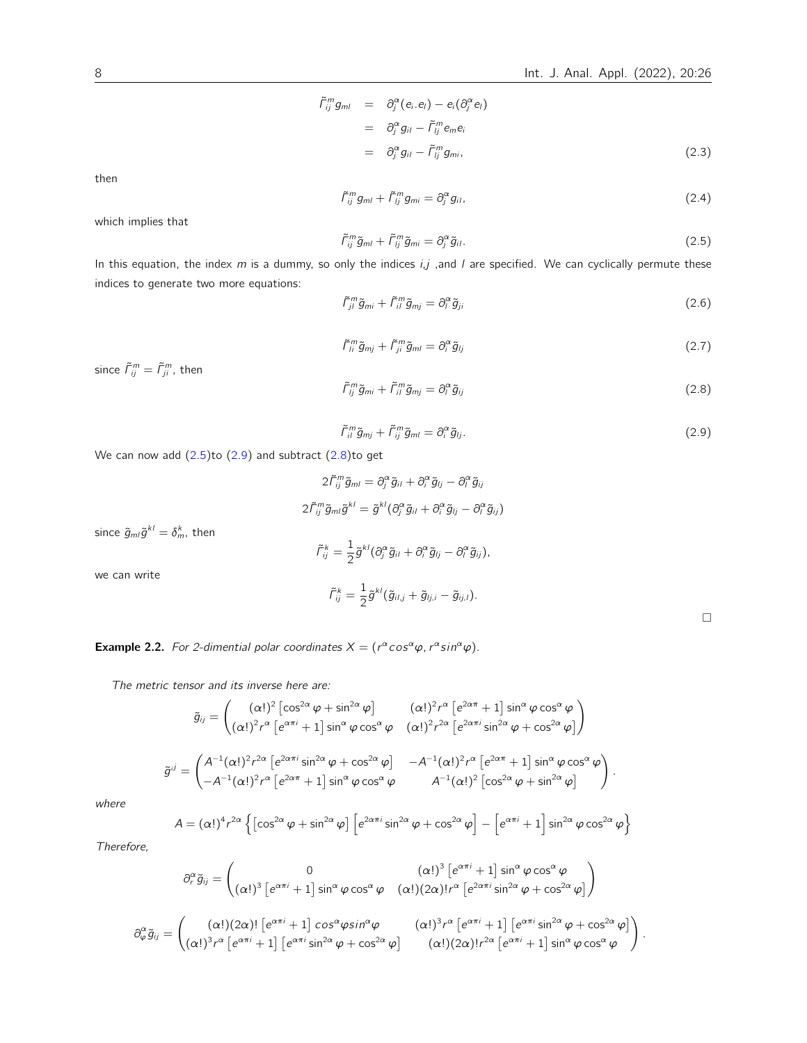$$
\begin{aligned}
\tilde{\Gamma}_{ij}^{m} g_{ml} &= \partial_j^{\alpha}(e_i.e_l) - e_i(\partial_j^{\alpha} e_l) \\
&= \partial_j^{\alpha} g_{il} - \tilde{\Gamma}_{lj}^{m} e_m e_i \\
&= \partial_j^{\alpha} g_{il} - \tilde{\Gamma}_{lj}^{m} g_{mi},
\end{aligned} \tag{2.3}
$$

then

$$
\tilde{\Gamma}_{ij}^{m} g_{ml} + \tilde{\Gamma}_{lj}^{m} g_{mi} = \partial_j^{\alpha} g_{il}, \tag{2.4}
$$

which implies that

$$
\tilde{\Gamma}_{ij}^{m} \tilde{g}_{ml} + \tilde{\Gamma}_{lj}^{m} \tilde{g}_{mi} = \partial_j^{\alpha} \tilde{g}_{il}. \tag{2.5}
$$

In this equation, the index $m$ is a dummy, so only the indices $i,j$ ,and $l$ are specified. We can cyclically permute these indices to generate two more equations:

$$
\tilde{\Gamma}_{jl}^{m} \tilde{g}_{mi} + \tilde{\Gamma}_{il}^{m} \tilde{g}_{mj} = \partial_l^{\alpha} \tilde{g}_{ji} \tag{2.6}
$$

$$
\tilde{\Gamma}_{li}^{m} \tilde{g}_{mj} + \tilde{\Gamma}_{ji}^{m} \tilde{g}_{ml} = \partial_i^{\alpha} \tilde{g}_{lj} \tag{2.7}
$$

since $\tilde{\Gamma}_{ij}^{m} = \tilde{\Gamma}_{ji}^{m}$, then

$$
\tilde{\Gamma}_{lj}^{m} \tilde{g}_{mi} + \tilde{\Gamma}_{il}^{m} \tilde{g}_{mj} = \partial_l^{\alpha} \tilde{g}_{ij} \tag{2.8}
$$

$$
\tilde{\Gamma}_{il}^{m} \tilde{g}_{mj} + \tilde{\Gamma}_{ij}^{m} \tilde{g}_{ml} = \partial_i^{\alpha} \tilde{g}_{lj}. \tag{2.9}
$$

We can now add (2.5)to (2.9) and subtract (2.8)to get

$$
2\tilde{\Gamma}_{ij}^{m} \tilde{g}_{ml} = \partial_j^{\alpha} \tilde{g}_{il} + \partial_i^{\alpha} \tilde{g}_{lj} - \partial_l^{\alpha} \tilde{g}_{ij}
$$

$$
2\tilde{\Gamma}_{ij}^{m} \tilde{g}_{ml} \tilde{g}^{kl} = \tilde{g}^{kl}(\partial_j^{\alpha} \tilde{g}_{il} + \partial_i^{\alpha} \tilde{g}_{lj} - \partial_l^{\alpha} \tilde{g}_{ij})
$$

since $\tilde{g}_{ml}\tilde{g}^{kl} = \delta_m^k$, then

$$
\tilde{\Gamma}_{ij}^{k} = \frac{1}{2}\tilde{g}^{kl}(\partial_j^{\alpha} \tilde{g}_{il} + \partial_i^{\alpha} \tilde{g}_{lj} - \partial_l^{\alpha} \tilde{g}_{ij}),
$$

we can write

$$
\tilde{\Gamma}_{ij}^{k} = \frac{1}{2}\tilde{g}^{kl}(\tilde{g}_{il,j} + \tilde{g}_{lj,i} - \tilde{g}_{ij,l}).
$$

□

**Example 2.2.** *For 2-dimential polar coordinates $X = (r^{\alpha} cos^{\alpha}\varphi, r^{\alpha} sin^{\alpha}\varphi)$.*

*The metric tensor and its inverse here are:*

$$
\tilde{g}_{ij} = \begin{pmatrix} (\alpha!)^2\left[\cos^{2\alpha}\varphi + \sin^{2\alpha}\varphi\right] & (\alpha!)^2 r^{\alpha}\left[e^{2\alpha\pi} + 1\right]\sin^{\alpha}\varphi\cos^{\alpha}\varphi \\ (\alpha!)^2 r^{\alpha}\left[e^{\alpha\pi i} + 1\right]\sin^{\alpha}\varphi\cos^{\alpha}\varphi & (\alpha!)^2 r^{2\alpha}\left[e^{2\alpha\pi i}\sin^{2\alpha}\varphi + \cos^{2\alpha}\varphi\right] \end{pmatrix}
$$

$$
\tilde{g}^{ij} = \begin{pmatrix} A^{-1}(\alpha!)^2 r^{2\alpha}\left[e^{2\alpha\pi i}\sin^{2\alpha}\varphi + \cos^{2\alpha}\varphi\right] & -A^{-1}(\alpha!)^2 r^{\alpha}\left[e^{2\alpha\pi} + 1\right]\sin^{\alpha}\varphi\cos^{\alpha}\varphi \\ -A^{-1}(\alpha!)^2 r^{\alpha}\left[e^{2\alpha\pi} + 1\right]\sin^{\alpha}\varphi\cos^{\alpha}\varphi & A^{-1}(\alpha!)^2\left[\cos^{2\alpha}\varphi + \sin^{2\alpha}\varphi\right] \end{pmatrix}.
$$

*where*

$$
A = (\alpha!)^4 r^{2\alpha}\left\{\left[\cos^{2\alpha}\varphi + \sin^{2\alpha}\varphi\right]\left[e^{2\alpha\pi i}\sin^{2\alpha}\varphi + \cos^{2\alpha}\varphi\right] - \left[e^{\alpha\pi i} + 1\right]\sin^{2\alpha}\varphi\cos^{2\alpha}\varphi\right\}
$$

*Therefore,*

$$
\partial_r^{\alpha}\tilde{g}_{ij} = \begin{pmatrix} 0 & (\alpha!)^3\left[e^{\alpha\pi i} + 1\right]\sin^{\alpha}\varphi\cos^{\alpha}\varphi \\ (\alpha!)^3\left[e^{\alpha\pi i} + 1\right]\sin^{\alpha}\varphi\cos^{\alpha}\varphi & (\alpha!)(2\alpha)! r^{\alpha}\left[e^{2\alpha\pi i}\sin^{2\alpha}\varphi + \cos^{2\alpha}\varphi\right] \end{pmatrix}
$$

$$
\partial_{\varphi}^{\alpha}\tilde{g}_{ij} = \begin{pmatrix} (\alpha!)(2\alpha)!\left[e^{\alpha\pi i} + 1\right] cos^{\alpha}\varphi sin^{\alpha}\varphi & (\alpha!)^3 r^{\alpha}\left[e^{\alpha\pi i} + 1\right]\left[e^{\alpha\pi i}\sin^{2\alpha}\varphi + \cos^{2\alpha}\varphi\right] \\ (\alpha!)^3 r^{\alpha}\left[e^{\alpha\pi i} + 1\right]\left[e^{\alpha\pi i}\sin^{2\alpha}\varphi + \cos^{2\alpha}\varphi\right] & (\alpha!)(2\alpha)! r^{2\alpha}\left[e^{\alpha\pi i} + 1\right]\sin^{\alpha}\varphi\cos^{\alpha}\varphi \end{pmatrix}.
$$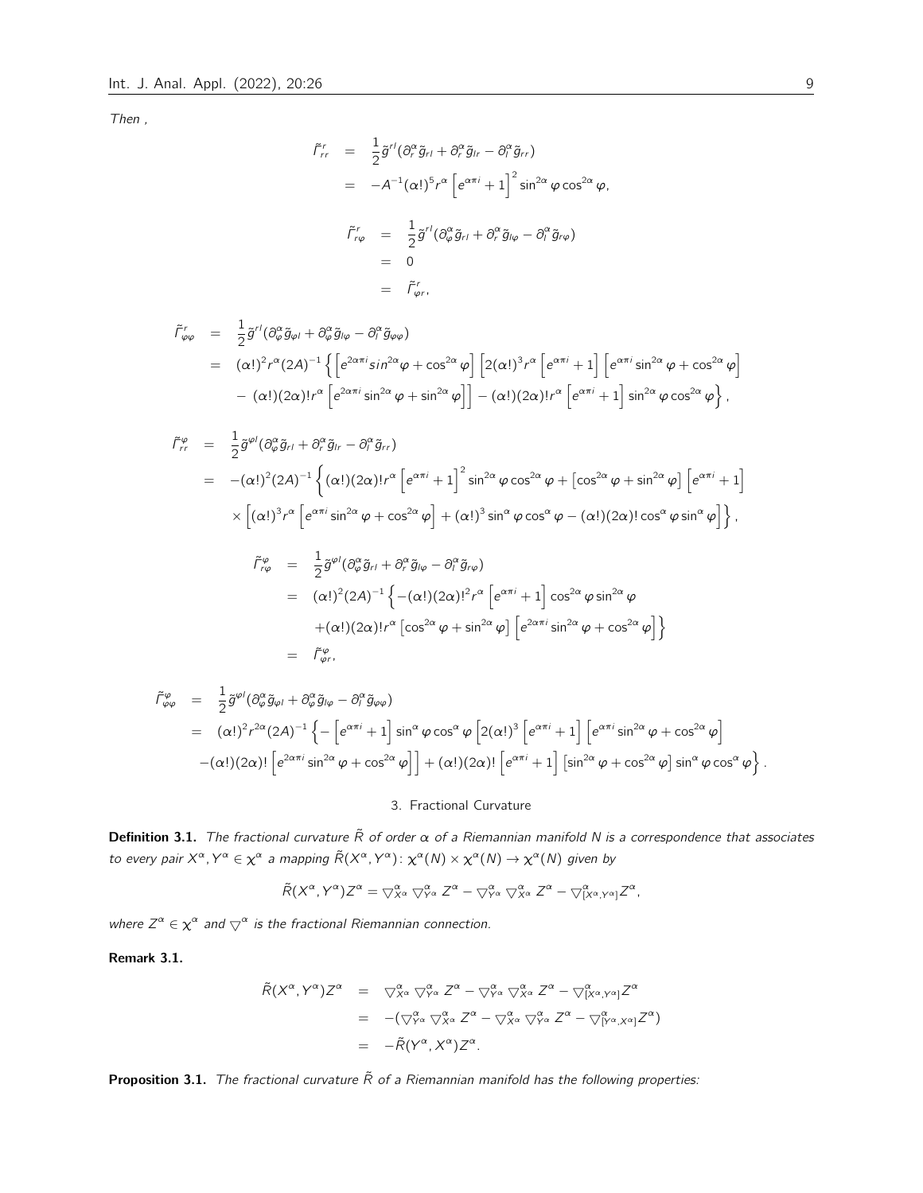Then ,

$$
\begin{aligned}
\tilde{\Gamma}^r_{rr} &= \frac{1}{2}\tilde{g}^{rl}(\partial^\alpha_r \tilde{g}_{rl} + \partial^\alpha_r \tilde{g}_{lr} - \partial^\alpha_l \tilde{g}_{rr}) \\
&= -A^{-1}(\alpha!)^5 r^\alpha \left[e^{\alpha\pi i}+1\right]^2 \sin^{2\alpha}\varphi \cos^{2\alpha}\varphi,
\end{aligned}
$$

$$
\begin{aligned}
\tilde{\Gamma}^r_{r\varphi} &= \frac{1}{2}\tilde{g}^{rl}(\partial^\alpha_\varphi \tilde{g}_{rl} + \partial^\alpha_r \tilde{g}_{l\varphi} - \partial^\alpha_l \tilde{g}_{r\varphi}) \\
&= 0 \\
&= \tilde{\Gamma}^r_{\varphi r},
\end{aligned}
$$

$$
\begin{aligned}
\tilde{\Gamma}^r_{\varphi\varphi} &= \frac{1}{2}\tilde{g}^{rl}(\partial^\alpha_\varphi \tilde{g}_{\varphi l} + \partial^\alpha_\varphi \tilde{g}_{l\varphi} - \partial^\alpha_l \tilde{g}_{\varphi\varphi}) \\
&= (\alpha!)^2 r^\alpha (2A)^{-1}\Big\{\left[e^{2\alpha\pi i} sin^{2\alpha}\varphi + \cos^{2\alpha}\varphi\right]\left[2(\alpha!)^3 r^\alpha\left[e^{\alpha\pi i}+1\right]\left[e^{\alpha\pi i}\sin^{2\alpha}\varphi + \cos^{2\alpha}\varphi\right]\right. \\
&\quad - \left.(\alpha!)(2\alpha)! r^\alpha\left[e^{2\alpha\pi i}\sin^{2\alpha}\varphi + \sin^{2\alpha}\varphi\right]\right] - (\alpha!)(2\alpha)! r^\alpha\left[e^{\alpha\pi i}+1\right]\sin^{2\alpha}\varphi\cos^{2\alpha}\varphi\Big\},
\end{aligned}
$$

$$
\begin{aligned}
\tilde{\Gamma}^\varphi_{rr} &= \frac{1}{2}\tilde{g}^{\varphi l}(\partial^\alpha_\varphi \tilde{g}_{rl} + \partial^\alpha_r \tilde{g}_{lr} - \partial^\alpha_l \tilde{g}_{rr}) \\
&= -(\alpha!)^2(2A)^{-1}\Big\{(\alpha!)(2\alpha)! r^\alpha\left[e^{\alpha\pi i}+1\right]^2\sin^{2\alpha}\varphi\cos^{2\alpha}\varphi + \left[\cos^{2\alpha}\varphi + \sin^{2\alpha}\varphi\right]\left[e^{\alpha\pi i}+1\right] \\
&\quad \times\left[(\alpha!)^3 r^\alpha\left[e^{\alpha\pi i}\sin^{2\alpha}\varphi + \cos^{2\alpha}\varphi\right] + (\alpha!)^3\sin^\alpha\varphi\cos^\alpha\varphi - (\alpha!)(2\alpha)!\cos^\alpha\varphi\sin^\alpha\varphi\right]\Big\},
\end{aligned}
$$

$$
\begin{aligned}
\tilde{\Gamma}^\varphi_{r\varphi} &= \frac{1}{2}\tilde{g}^{\varphi l}(\partial^\alpha_\varphi \tilde{g}_{rl} + \partial^\alpha_r \tilde{g}_{l\varphi} - \partial^\alpha_l \tilde{g}_{r\varphi}) \\
&= (\alpha!)^2(2A)^{-1}\Big\{-(\alpha!)(2\alpha)!^2 r^\alpha\left[e^{\alpha\pi i}+1\right]\cos^{2\alpha}\varphi\sin^{2\alpha}\varphi \\
&\quad + (\alpha!)(2\alpha)! r^\alpha\left[\cos^{2\alpha}\varphi + \sin^{2\alpha}\varphi\right]\left[e^{2\alpha\pi i}\sin^{2\alpha}\varphi + \cos^{2\alpha}\varphi\right]\Big\} \\
&= \tilde{\Gamma}^\varphi_{\varphi r},
\end{aligned}
$$

$$
\begin{aligned}
\tilde{\Gamma}^\varphi_{\varphi\varphi} &= \frac{1}{2}\tilde{g}^{\varphi l}(\partial^\alpha_\varphi \tilde{g}_{\varphi l} + \partial^\alpha_\varphi \tilde{g}_{l\varphi} - \partial^\alpha_l \tilde{g}_{\varphi\varphi}) \\
&= (\alpha!)^2 r^{2\alpha}(2A)^{-1}\Big\{-\left[e^{\alpha\pi i}+1\right]\sin^\alpha\varphi\cos^\alpha\varphi\left[2(\alpha!)^3\left[e^{\alpha\pi i}+1\right]\left[e^{\alpha\pi i}\sin^{2\alpha}\varphi + \cos^{2\alpha}\varphi\right]\right. \\
&\quad - \left.(\alpha!)(2\alpha)!\left[e^{2\alpha\pi i}\sin^{2\alpha}\varphi + \cos^{2\alpha}\varphi\right]\right] + (\alpha!)(2\alpha)!\left[e^{\alpha\pi i}+1\right]\left[\sin^{2\alpha}\varphi + \cos^{2\alpha}\varphi\right]\sin^\alpha\varphi\cos^\alpha\varphi\Big\}.
\end{aligned}
$$

## 3. Fractional Curvature

**Definition 3.1.** *The fractional curvature $\tilde{R}$ of order $\alpha$ of a Riemannian manifold $N$ is a correspondence that associates to every pair $X^\alpha, Y^\alpha \in \chi^\alpha$ a mapping $\tilde{R}(X^\alpha, Y^\alpha)\colon \chi^\alpha(N) \times \chi^\alpha(N) \to \chi^\alpha(N)$ given by*

$$
\tilde{R}(X^\alpha, Y^\alpha)Z^\alpha = \triangledown^\alpha_{X^\alpha}\triangledown^\alpha_{Y^\alpha}Z^\alpha - \triangledown^\alpha_{Y^\alpha}\triangledown^\alpha_{X^\alpha}Z^\alpha - \triangledown^\alpha_{[X^\alpha, Y^\alpha]}Z^\alpha,
$$

*where $Z^\alpha \in \chi^\alpha$ and $\triangledown^\alpha$ is the fractional Riemannian connection.*

**Remark 3.1.**

$$
\begin{aligned}
\tilde{R}(X^\alpha, Y^\alpha)Z^\alpha &= \triangledown^\alpha_{X^\alpha}\triangledown^\alpha_{Y^\alpha}Z^\alpha - \triangledown^\alpha_{Y^\alpha}\triangledown^\alpha_{X^\alpha}Z^\alpha - \triangledown^\alpha_{[X^\alpha, Y^\alpha]}Z^\alpha \\
&= -(\triangledown^\alpha_{Y^\alpha}\triangledown^\alpha_{X^\alpha}Z^\alpha - \triangledown^\alpha_{X^\alpha}\triangledown^\alpha_{Y^\alpha}Z^\alpha - \triangledown^\alpha_{[Y^\alpha, X^\alpha]}Z^\alpha) \\
&= -\tilde{R}(Y^\alpha, X^\alpha)Z^\alpha.
\end{aligned}
$$

**Proposition 3.1.** *The fractional curvature $\tilde{R}$ of a Riemannian manifold has the following properties:*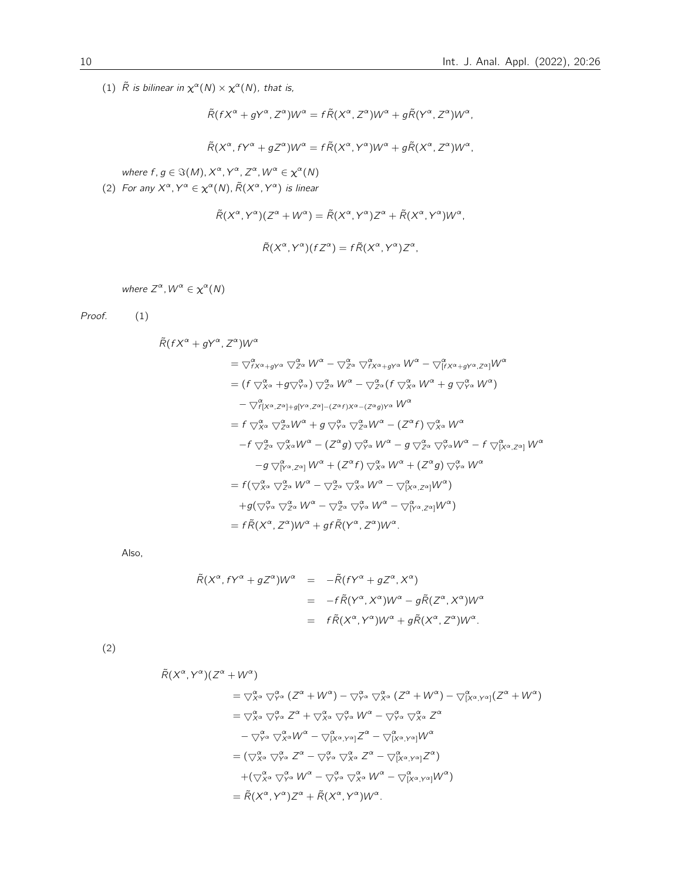(1) $\tilde{R}$ *is bilinear in* $\chi^\alpha(N) \times \chi^\alpha(N)$*, that is,*

$$\tilde{R}(fX^\alpha + gY^\alpha, Z^\alpha)W^\alpha = f\tilde{R}(X^\alpha, Z^\alpha)W^\alpha + g\tilde{R}(Y^\alpha, Z^\alpha)W^\alpha,$$

$$\tilde{R}(X^\alpha, fY^\alpha + gZ^\alpha)W^\alpha = f\tilde{R}(X^\alpha, Y^\alpha)W^\alpha + g\tilde{R}(X^\alpha, Z^\alpha)W^\alpha,$$

*where* $f, g \in \Im(M), X^\alpha, Y^\alpha, Z^\alpha, W^\alpha \in \chi^\alpha(N)$

(2) *For any* $X^\alpha, Y^\alpha \in \chi^\alpha(N), \tilde{R}(X^\alpha, Y^\alpha)$ *is linear*

$$\tilde{R}(X^\alpha, Y^\alpha)(Z^\alpha + W^\alpha) = \tilde{R}(X^\alpha, Y^\alpha)Z^\alpha + \tilde{R}(X^\alpha, Y^\alpha)W^\alpha,$$

$$\tilde{R}(X^\alpha, Y^\alpha)(fZ^\alpha) = f\tilde{R}(X^\alpha, Y^\alpha)Z^\alpha,$$

*where* $Z^\alpha, W^\alpha \in \chi^\alpha(N)$

*Proof.* (1)

$$\begin{aligned}
&\tilde{R}(fX^\alpha + gY^\alpha, Z^\alpha)W^\alpha \\
&= \triangledown^\alpha_{fX^\alpha+gY^\alpha} \triangledown^\alpha_{Z^\alpha} W^\alpha - \triangledown^\alpha_{Z^\alpha} \triangledown^\alpha_{fX^\alpha+gY^\alpha} W^\alpha - \triangledown^\alpha_{[fX^\alpha+gY^\alpha, Z^\alpha]} W^\alpha \\
&= (f \triangledown^\alpha_{X^\alpha} + g\triangledown^\alpha_{Y^\alpha}) \triangledown^\alpha_{Z^\alpha} W^\alpha - \triangledown^\alpha_{Z^\alpha}(f \triangledown^\alpha_{X^\alpha} W^\alpha + g \triangledown^\alpha_{Y^\alpha} W^\alpha) \\
&\quad - \triangledown^\alpha_{f[X^\alpha,Z^\alpha]+g[Y^\alpha,Z^\alpha]-(Z^\alpha f)X^\alpha-(Z^\alpha g)Y^\alpha} W^\alpha \\
&= f \triangledown^\alpha_{X^\alpha} \triangledown^\alpha_{Z^\alpha} W^\alpha + g \triangledown^\alpha_{Y^\alpha} \triangledown^\alpha_{Z^\alpha} W^\alpha - (Z^\alpha f) \triangledown^\alpha_{X^\alpha} W^\alpha \\
&\quad -f \triangledown^\alpha_{Z^\alpha} \triangledown^\alpha_{X^\alpha} W^\alpha - (Z^\alpha g) \triangledown^\alpha_{Y^\alpha} W^\alpha - g \triangledown^\alpha_{Z^\alpha} \triangledown^\alpha_{Y^\alpha} W^\alpha - f \triangledown^\alpha_{[X^\alpha,Z^\alpha]} W^\alpha \\
&\quad\quad -g \triangledown^\alpha_{[Y^\alpha,Z^\alpha]} W^\alpha + (Z^\alpha f) \triangledown^\alpha_{X^\alpha} W^\alpha + (Z^\alpha g) \triangledown^\alpha_{Y^\alpha} W^\alpha \\
&= f(\triangledown^\alpha_{X^\alpha} \triangledown^\alpha_{Z^\alpha} W^\alpha - \triangledown^\alpha_{Z^\alpha} \triangledown^\alpha_{X^\alpha} W^\alpha - \triangledown^\alpha_{[X^\alpha,Z^\alpha]} W^\alpha) \\
&\quad +g(\triangledown^\alpha_{Y^\alpha} \triangledown^\alpha_{Z^\alpha} W^\alpha - \triangledown^\alpha_{Z^\alpha} \triangledown^\alpha_{Y^\alpha} W^\alpha - \triangledown^\alpha_{[Y^\alpha,Z^\alpha]} W^\alpha) \\
&= f\tilde{R}(X^\alpha, Z^\alpha)W^\alpha + gf\tilde{R}(Y^\alpha, Z^\alpha)W^\alpha.
\end{aligned}$$

Also,

$$\begin{aligned}
\tilde{R}(X^\alpha, fY^\alpha + gZ^\alpha)W^\alpha &= -\tilde{R}(fY^\alpha + gZ^\alpha, X^\alpha) \\
&= -f\tilde{R}(Y^\alpha, X^\alpha)W^\alpha - g\tilde{R}(Z^\alpha, X^\alpha)W^\alpha \\
&= f\tilde{R}(X^\alpha, Y^\alpha)W^\alpha + g\tilde{R}(X^\alpha, Z^\alpha)W^\alpha.
\end{aligned}$$

(2)

$$\begin{aligned}
&\tilde{R}(X^\alpha, Y^\alpha)(Z^\alpha + W^\alpha) \\
&= \triangledown^\alpha_{X^\alpha} \triangledown^\alpha_{Y^\alpha} (Z^\alpha + W^\alpha) - \triangledown^\alpha_{Y^\alpha} \triangledown^\alpha_{X^\alpha} (Z^\alpha + W^\alpha) - \triangledown^\alpha_{[X^\alpha,Y^\alpha]}(Z^\alpha + W^\alpha) \\
&= \triangledown^\alpha_{X^\alpha} \triangledown^\alpha_{Y^\alpha} Z^\alpha + \triangledown^\alpha_{X^\alpha} \triangledown^\alpha_{Y^\alpha} W^\alpha - \triangledown^\alpha_{Y^\alpha} \triangledown^\alpha_{X^\alpha} Z^\alpha \\
&\quad - \triangledown^\alpha_{Y^\alpha} \triangledown^\alpha_{X^\alpha} W^\alpha - \triangledown^\alpha_{[X^\alpha,Y^\alpha]} Z^\alpha - \triangledown^\alpha_{[X^\alpha,Y^\alpha]} W^\alpha \\
&= (\triangledown^\alpha_{X^\alpha} \triangledown^\alpha_{Y^\alpha} Z^\alpha - \triangledown^\alpha_{Y^\alpha} \triangledown^\alpha_{X^\alpha} Z^\alpha - \triangledown^\alpha_{[X^\alpha,Y^\alpha]} Z^\alpha) \\
&\quad +(\triangledown^\alpha_{X^\alpha} \triangledown^\alpha_{Y^\alpha} W^\alpha - \triangledown^\alpha_{Y^\alpha} \triangledown^\alpha_{X^\alpha} W^\alpha - \triangledown^\alpha_{[X^\alpha,Y^\alpha]} W^\alpha) \\
&= \tilde{R}(X^\alpha, Y^\alpha)Z^\alpha + \tilde{R}(X^\alpha, Y^\alpha)W^\alpha.
\end{aligned}$$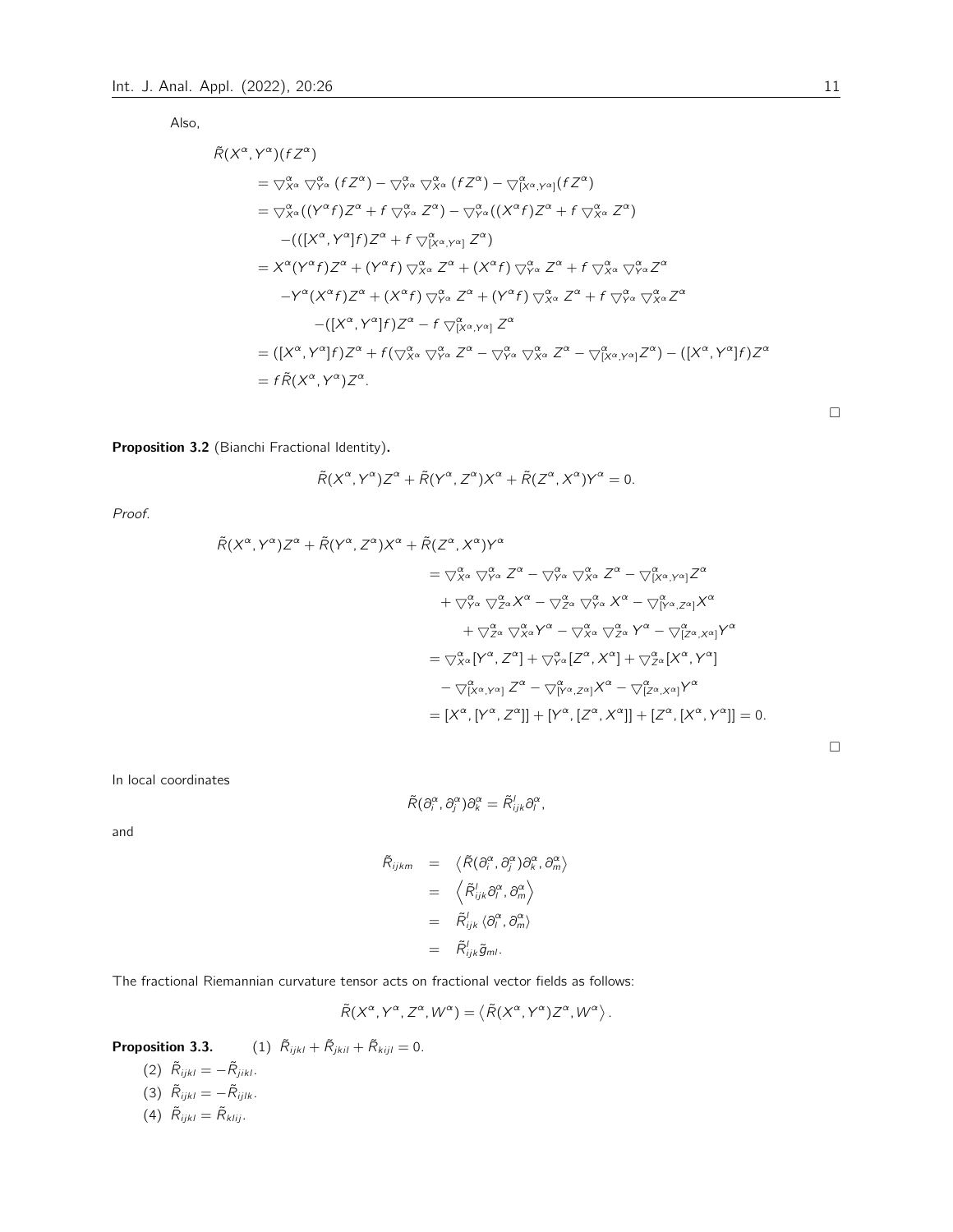Also,

$$
\begin{aligned}
&\tilde{R}(X^\alpha, Y^\alpha)(fZ^\alpha) \\
&= \triangledown^\alpha_{X^\alpha} \triangledown^\alpha_{Y^\alpha}(fZ^\alpha) - \triangledown^\alpha_{Y^\alpha} \triangledown^\alpha_{X^\alpha}(fZ^\alpha) - \triangledown^\alpha_{[X^\alpha, Y^\alpha]}(fZ^\alpha) \\
&= \triangledown^\alpha_{X^\alpha}((Y^\alpha f)Z^\alpha + f \triangledown^\alpha_{Y^\alpha} Z^\alpha) - \triangledown^\alpha_{Y^\alpha}((X^\alpha f)Z^\alpha + f \triangledown^\alpha_{X^\alpha} Z^\alpha) \\
&\quad -(([X^\alpha, Y^\alpha]f)Z^\alpha + f \triangledown^\alpha_{[X^\alpha, Y^\alpha]} Z^\alpha) \\
&= X^\alpha(Y^\alpha f)Z^\alpha + (Y^\alpha f) \triangledown^\alpha_{X^\alpha} Z^\alpha + (X^\alpha f) \triangledown^\alpha_{Y^\alpha} Z^\alpha + f \triangledown^\alpha_{X^\alpha} \triangledown^\alpha_{Y^\alpha} Z^\alpha \\
&\quad -Y^\alpha(X^\alpha f)Z^\alpha + (X^\alpha f) \triangledown^\alpha_{Y^\alpha} Z^\alpha + (Y^\alpha f) \triangledown^\alpha_{X^\alpha} Z^\alpha + f \triangledown^\alpha_{Y^\alpha} \triangledown^\alpha_{X^\alpha} Z^\alpha \\
&\quad\quad -([X^\alpha, Y^\alpha]f)Z^\alpha - f \triangledown^\alpha_{[X^\alpha, Y^\alpha]} Z^\alpha \\
&= ([X^\alpha, Y^\alpha]f)Z^\alpha + f(\triangledown^\alpha_{X^\alpha} \triangledown^\alpha_{Y^\alpha} Z^\alpha - \triangledown^\alpha_{Y^\alpha} \triangledown^\alpha_{X^\alpha} Z^\alpha - \triangledown^\alpha_{[X^\alpha, Y^\alpha]} Z^\alpha) - ([X^\alpha, Y^\alpha]f)Z^\alpha \\
&= f\tilde{R}(X^\alpha, Y^\alpha)Z^\alpha.
\end{aligned}
$$

□

**Proposition 3.2** (Bianchi Fractional Identity)**.**

$$
\tilde{R}(X^\alpha, Y^\alpha)Z^\alpha + \tilde{R}(Y^\alpha, Z^\alpha)X^\alpha + \tilde{R}(Z^\alpha, X^\alpha)Y^\alpha = 0.
$$

*Proof.*

$$
\begin{aligned}
&\tilde{R}(X^\alpha, Y^\alpha)Z^\alpha + \tilde{R}(Y^\alpha, Z^\alpha)X^\alpha + \tilde{R}(Z^\alpha, X^\alpha)Y^\alpha \\
&= \triangledown^\alpha_{X^\alpha} \triangledown^\alpha_{Y^\alpha} Z^\alpha - \triangledown^\alpha_{Y^\alpha} \triangledown^\alpha_{X^\alpha} Z^\alpha - \triangledown^\alpha_{[X^\alpha, Y^\alpha]} Z^\alpha \\
&\quad + \triangledown^\alpha_{Y^\alpha} \triangledown^\alpha_{Z^\alpha} X^\alpha - \triangledown^\alpha_{Z^\alpha} \triangledown^\alpha_{Y^\alpha} X^\alpha - \triangledown^\alpha_{[Y^\alpha, Z^\alpha]} X^\alpha \\
&\quad\quad + \triangledown^\alpha_{Z^\alpha} \triangledown^\alpha_{X^\alpha} Y^\alpha - \triangledown^\alpha_{X^\alpha} \triangledown^\alpha_{Z^\alpha} Y^\alpha - \triangledown^\alpha_{[Z^\alpha, X^\alpha]} Y^\alpha \\
&= \triangledown^\alpha_{X^\alpha}[Y^\alpha, Z^\alpha] + \triangledown^\alpha_{Y^\alpha}[Z^\alpha, X^\alpha] + \triangledown^\alpha_{Z^\alpha}[X^\alpha, Y^\alpha] \\
&\quad - \triangledown^\alpha_{[X^\alpha, Y^\alpha]} Z^\alpha - \triangledown^\alpha_{[Y^\alpha, Z^\alpha]} X^\alpha - \triangledown^\alpha_{[Z^\alpha, X^\alpha]} Y^\alpha \\
&= [X^\alpha, [Y^\alpha, Z^\alpha]] + [Y^\alpha, [Z^\alpha, X^\alpha]] + [Z^\alpha, [X^\alpha, Y^\alpha]] = 0.
\end{aligned}
$$

□

In local coordinates

$$
\tilde{R}(\partial^\alpha_i, \partial^\alpha_j)\partial^\alpha_k = \tilde{R}^l_{ijk}\partial^\alpha_l,
$$

and

$$
\begin{aligned}
\tilde{R}_{ijkm} &= \left\langle \tilde{R}(\partial^\alpha_i, \partial^\alpha_j)\partial^\alpha_k, \partial^\alpha_m \right\rangle \\
&= \left\langle \tilde{R}^l_{ijk}\partial^\alpha_l, \partial^\alpha_m \right\rangle \\
&= \tilde{R}^l_{ijk} \left\langle \partial^\alpha_l, \partial^\alpha_m \right\rangle \\
&= \tilde{R}^l_{ijk}\tilde{g}_{ml}.
\end{aligned}
$$

The fractional Riemannian curvature tensor acts on fractional vector fields as follows:

$$
\tilde{R}(X^\alpha, Y^\alpha, Z^\alpha, W^\alpha) = \left\langle \tilde{R}(X^\alpha, Y^\alpha)Z^\alpha, W^\alpha \right\rangle.
$$

**Proposition 3.3.**

(1) $\tilde{R}_{ijkl} + \tilde{R}_{jkil} + \tilde{R}_{kijl} = 0$.

(2) $\tilde{R}_{ijkl} = -\tilde{R}_{jikl}$.

(3) $\tilde{R}_{ijkl} = -\tilde{R}_{ijlk}$.

(4) $\tilde{R}_{ijkl} = \tilde{R}_{klij}$.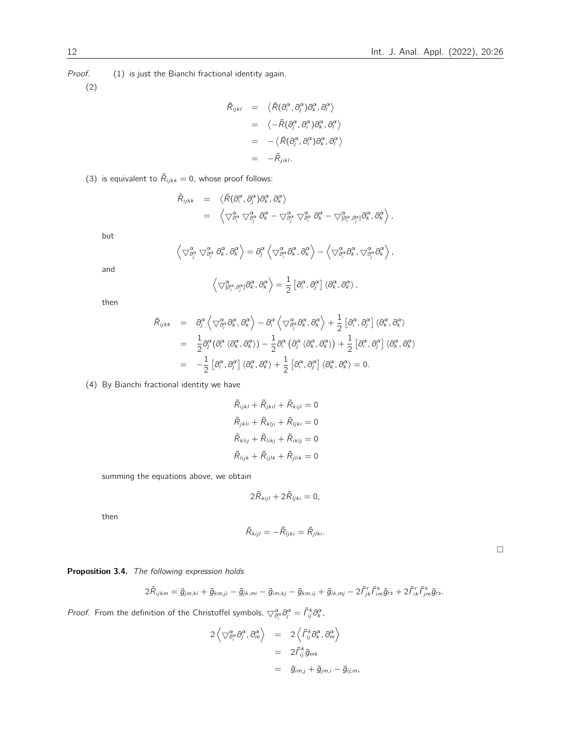*Proof.* (1) is just the Bianchi fractional identity again.

(2)

$$
\begin{aligned}
\tilde{R}_{ijkl} &= \left\langle \tilde{R}(\partial_i^\alpha, \partial_j^\alpha)\partial_k^\alpha, \partial_l^\alpha \right\rangle \\
&= \left\langle -\tilde{R}(\partial_j^\alpha, \partial_i^\alpha)\partial_k^\alpha, \partial_l^\alpha \right\rangle \\
&= -\left\langle \tilde{R}(\partial_j^\alpha, \partial_i^\alpha)\partial_k^\alpha, \partial_l^\alpha \right\rangle \\
&= -\tilde{R}_{jikl}.
\end{aligned}
$$

(3) is equivalent to $\tilde{R}_{ijkk} = 0$, whose proof follows:

$$
\begin{aligned}
\tilde{R}_{ijkk} &= \left\langle \tilde{R}(\partial_i^\alpha, \partial_j^\alpha)\partial_k^\alpha, \partial_k^\alpha \right\rangle \\
&= \left\langle \nabla^\alpha_{\partial_i^\alpha} \nabla^\alpha_{\partial_j^\alpha} \partial_k^\alpha - \nabla^\alpha_{\partial_j^\alpha} \nabla^\alpha_{\partial_i^\alpha} \partial_k^\alpha - \nabla^\alpha_{[\partial_i^\alpha, \partial_j^\alpha]}\partial_k^\alpha, \partial_k^\alpha \right\rangle,
\end{aligned}
$$

but

$$
\left\langle \nabla^\alpha_{\partial_j^\alpha} \nabla^\alpha_{\partial_i^\alpha} \partial_k^\alpha, \partial_k^\alpha \right\rangle = \partial_j^\alpha \left\langle \nabla^\alpha_{\partial_i^\alpha}\partial_k^\alpha, \partial_k^\alpha \right\rangle - \left\langle \nabla^\alpha_{\partial_i^\alpha}\partial_k^\alpha, \nabla^\alpha_{\partial_j^\alpha}\partial_k^\alpha \right\rangle,
$$

and

$$
\left\langle \nabla^\alpha_{[\partial_i^\alpha, \partial_j^\alpha]}\partial_k^\alpha, \partial_k^\alpha \right\rangle = \frac{1}{2}\left[\partial_i^\alpha, \partial_j^\alpha\right] \langle \partial_k^\alpha, \partial_k^\alpha \rangle,
$$

then

$$
\begin{aligned}
\tilde{R}_{ijkk} &= \partial_j^\alpha \left\langle \nabla^\alpha_{\partial_i^\alpha}\partial_k^\alpha, \partial_k^\alpha \right\rangle - \partial_i^\alpha \left\langle \nabla^\alpha_{\partial_j^\alpha}\partial_k^\alpha, \partial_k^\alpha \right\rangle + \frac{1}{2}\left[\partial_i^\alpha, \partial_j^\alpha\right] \langle \partial_k^\alpha, \partial_k^\alpha \rangle \\
&= \frac{1}{2}\partial_j^\alpha (\partial_i^\alpha \langle \partial_k^\alpha, \partial_k^\alpha \rangle) - \frac{1}{2}\partial_i^\alpha \left(\partial_j^\alpha \langle \partial_k^\alpha, \partial_k^\alpha \rangle\right) + \frac{1}{2}\left[\partial_i^\alpha, \partial_j^\alpha\right] \langle \partial_k^\alpha, \partial_k^\alpha \rangle \\
&= -\frac{1}{2}\left[\partial_i^\alpha, \partial_j^\alpha\right] \langle \partial_k^\alpha, \partial_k^\alpha \rangle + \frac{1}{2}\left[\partial_i^\alpha, \partial_j^\alpha\right] \langle \partial_k^\alpha, \partial_k^\alpha \rangle = 0.
\end{aligned}
$$

(4) By Bianchi fractional identity we have

$$
\begin{aligned}
\tilde{R}_{ijkl} + \tilde{R}_{jkil} + \tilde{R}_{kijl} &= 0 \\
\tilde{R}_{jkli} + \tilde{R}_{klji} + \tilde{R}_{ljki} &= 0 \\
\tilde{R}_{klij} + \tilde{R}_{likj} + \tilde{R}_{iklj} &= 0 \\
\tilde{R}_{lijk} + \tilde{R}_{ijlk} + \tilde{R}_{jlik} &= 0
\end{aligned}
$$

summing the equations above, we obtain

$$
2\tilde{R}_{kijl} + 2\tilde{R}_{ljki} = 0,
$$

then

$$
\tilde{R}_{kijl} = -\tilde{R}_{ljki} = \tilde{R}_{jlki}.
$$

□

**Proposition 3.4.** *The following expression holds*

$$
2\tilde{R}_{ijkm} = \tilde{g}_{jm,ki} + \tilde{g}_{km,ji} - \tilde{g}_{jk,mi} - \tilde{g}_{im,kj} - \tilde{g}_{km,ij} + \tilde{g}_{ik,mj} - 2\tilde{\Gamma}^r_{jk}\tilde{\Gamma}^s_{im}\tilde{g}_{rs} + 2\tilde{\Gamma}^r_{ik}\tilde{\Gamma}^s_{jm}\tilde{g}_{rs}.
$$

*Proof.* From the definition of the Christoffel symbols, $\nabla^\alpha_{\partial_i^\alpha}\partial_j^\alpha = \tilde{\Gamma}^k_{ij}\partial_k^\alpha$,

$$
\begin{aligned}
2\left\langle \nabla^\alpha_{\partial_i^\alpha}\partial_j^\alpha, \partial_m^\alpha \right\rangle &= 2\left\langle \tilde{\Gamma}^k_{ij}\partial_k^\alpha, \partial_m^\alpha \right\rangle \\
&= 2\tilde{\Gamma}^k_{ij}\tilde{g}_{mk} \\
&= \tilde{g}_{im,j} + \tilde{g}_{jm,i} - \tilde{g}_{ij,m},
\end{aligned}
$$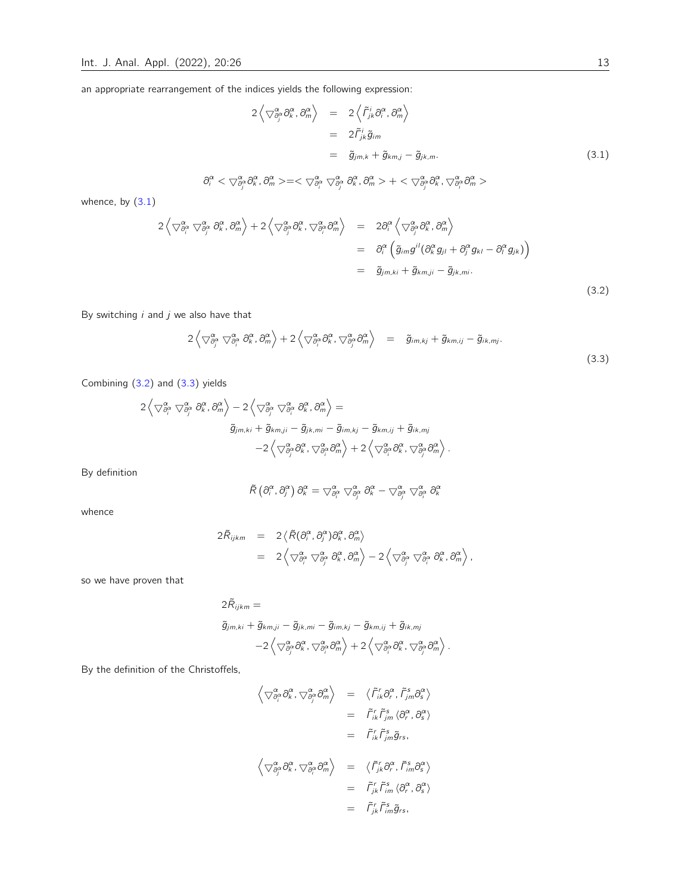an appropriate rearrangement of the indices yields the following expression:

$$
\begin{aligned}
2\left\langle \nabla^{\alpha}_{\partial^{\alpha}_j}\partial^{\alpha}_k, \partial^{\alpha}_m\right\rangle &= 2\left\langle \tilde{\Gamma}^{i}_{jk}\partial^{\alpha}_i, \partial^{\alpha}_m\right\rangle \\
&= 2\tilde{\Gamma}^{i}_{jk}\tilde{g}_{im} \\
&= \tilde{g}_{jm,k} + \tilde{g}_{km,j} - \tilde{g}_{jk,m}.
\end{aligned}
\tag{3.1}
$$

$$
\partial^{\alpha}_i < \nabla^{\alpha}_{\partial^{\alpha}_j}\partial^{\alpha}_k, \partial^{\alpha}_m > = < \nabla^{\alpha}_{\partial^{\alpha}_i}\nabla^{\alpha}_{\partial^{\alpha}_j}\partial^{\alpha}_k, \partial^{\alpha}_m > + < \nabla^{\alpha}_{\partial^{\alpha}_j}\partial^{\alpha}_k, \nabla^{\alpha}_{\partial^{\alpha}_i}\partial^{\alpha}_m >
$$

whence, by (3.1)

$$
\begin{aligned}
2\left\langle \nabla^{\alpha}_{\partial^{\alpha}_i}\nabla^{\alpha}_{\partial^{\alpha}_j}\partial^{\alpha}_k, \partial^{\alpha}_m\right\rangle + 2\left\langle \nabla^{\alpha}_{\partial^{\alpha}_j}\partial^{\alpha}_k, \nabla^{\alpha}_{\partial^{\alpha}_i}\partial^{\alpha}_m\right\rangle &= 2\partial^{\alpha}_i\left\langle \nabla^{\alpha}_{\partial^{\alpha}_j}\partial^{\alpha}_k, \partial^{\alpha}_m\right\rangle \\
&= \partial^{\alpha}_i\left(\tilde{g}_{im}g^{il}(\partial^{\alpha}_k g_{jl} + \partial^{\alpha}_j g_{kl} - \partial^{\alpha}_l g_{jk})\right) \\
&= \tilde{g}_{jm,ki} + \tilde{g}_{km,ji} - \tilde{g}_{jk,mi}.
\end{aligned}
\tag{3.2}
$$

By switching $i$ and $j$ we also have that

$$
2\left\langle \nabla^{\alpha}_{\partial^{\alpha}_j}\nabla^{\alpha}_{\partial^{\alpha}_i}\partial^{\alpha}_k, \partial^{\alpha}_m\right\rangle + 2\left\langle \nabla^{\alpha}_{\partial^{\alpha}_i}\partial^{\alpha}_k, \nabla^{\alpha}_{\partial^{\alpha}_j}\partial^{\alpha}_m\right\rangle = \tilde{g}_{im,kj} + \tilde{g}_{km,ij} - \tilde{g}_{ik,mj}.
\tag{3.3}
$$

Combining (3.2) and (3.3) yields

$$
\begin{aligned}
&2\left\langle \nabla^{\alpha}_{\partial^{\alpha}_i}\nabla^{\alpha}_{\partial^{\alpha}_j}\partial^{\alpha}_k, \partial^{\alpha}_m\right\rangle - 2\left\langle \nabla^{\alpha}_{\partial^{\alpha}_j}\nabla^{\alpha}_{\partial^{\alpha}_i}\partial^{\alpha}_k, \partial^{\alpha}_m\right\rangle = \\
&\qquad \tilde{g}_{jm,ki} + \tilde{g}_{km,ji} - \tilde{g}_{jk,mi} - \tilde{g}_{im,kj} - \tilde{g}_{km,ij} + \tilde{g}_{ik,mj} \\
&\qquad -2\left\langle \nabla^{\alpha}_{\partial^{\alpha}_j}\partial^{\alpha}_k, \nabla^{\alpha}_{\partial^{\alpha}_i}\partial^{\alpha}_m\right\rangle + 2\left\langle \nabla^{\alpha}_{\partial^{\alpha}_i}\partial^{\alpha}_k, \nabla^{\alpha}_{\partial^{\alpha}_j}\partial^{\alpha}_m\right\rangle.
\end{aligned}
$$

By definition

$$
\tilde{R}\left(\partial^{\alpha}_i, \partial^{\alpha}_j\right)\partial^{\alpha}_k = \nabla^{\alpha}_{\partial^{\alpha}_i}\nabla^{\alpha}_{\partial^{\alpha}_j}\partial^{\alpha}_k - \nabla^{\alpha}_{\partial^{\alpha}_j}\nabla^{\alpha}_{\partial^{\alpha}_i}\partial^{\alpha}_k
$$

whence

$$
\begin{aligned}
2\tilde{R}_{ijkm} &= 2\left\langle \tilde{R}(\partial^{\alpha}_i, \partial^{\alpha}_j)\partial^{\alpha}_k, \partial^{\alpha}_m\right\rangle \\
&= 2\left\langle \nabla^{\alpha}_{\partial^{\alpha}_i}\nabla^{\alpha}_{\partial^{\alpha}_j}\partial^{\alpha}_k, \partial^{\alpha}_m\right\rangle - 2\left\langle \nabla^{\alpha}_{\partial^{\alpha}_j}\nabla^{\alpha}_{\partial^{\alpha}_i}\partial^{\alpha}_k, \partial^{\alpha}_m\right\rangle,
\end{aligned}
$$

so we have proven that

$$
\begin{aligned}
&2\tilde{R}_{ijkm} = \\
&\tilde{g}_{jm,ki} + \tilde{g}_{km,ji} - \tilde{g}_{jk,mi} - \tilde{g}_{im,kj} - \tilde{g}_{km,ij} + \tilde{g}_{ik,mj} \\
&\qquad -2\left\langle \nabla^{\alpha}_{\partial^{\alpha}_j}\partial^{\alpha}_k, \nabla^{\alpha}_{\partial^{\alpha}_i}\partial^{\alpha}_m\right\rangle + 2\left\langle \nabla^{\alpha}_{\partial^{\alpha}_i}\partial^{\alpha}_k, \nabla^{\alpha}_{\partial^{\alpha}_j}\partial^{\alpha}_m\right\rangle.
\end{aligned}
$$

By the definition of the Christoffels,

$$
\begin{aligned}
\left\langle \nabla^{\alpha}_{\partial^{\alpha}_i}\partial^{\alpha}_k, \nabla^{\alpha}_{\partial^{\alpha}_j}\partial^{\alpha}_m\right\rangle &= \left\langle \tilde{\Gamma}^{r}_{ik}\partial^{\alpha}_r, \tilde{\Gamma}^{s}_{jm}\partial^{\alpha}_s\right\rangle \\
&= \tilde{\Gamma}^{r}_{ik}\tilde{\Gamma}^{s}_{jm}\left\langle \partial^{\alpha}_r, \partial^{\alpha}_s\right\rangle \\
&= \tilde{\Gamma}^{r}_{ik}\tilde{\Gamma}^{s}_{jm}\tilde{g}_{rs},
\end{aligned}
$$

$$
\begin{aligned}
\left\langle \nabla^{\alpha}_{\partial^{\alpha}_j}\partial^{\alpha}_k, \nabla^{\alpha}_{\partial^{\alpha}_i}\partial^{\alpha}_m\right\rangle &= \left\langle \tilde{\Gamma}^{r}_{jk}\partial^{\alpha}_r, \tilde{\Gamma}^{s}_{im}\partial^{\alpha}_s\right\rangle \\
&= \tilde{\Gamma}^{r}_{jk}\tilde{\Gamma}^{s}_{im}\left\langle \partial^{\alpha}_r, \partial^{\alpha}_s\right\rangle \\
&= \tilde{\Gamma}^{r}_{jk}\tilde{\Gamma}^{s}_{im}\tilde{g}_{rs},
\end{aligned}
$$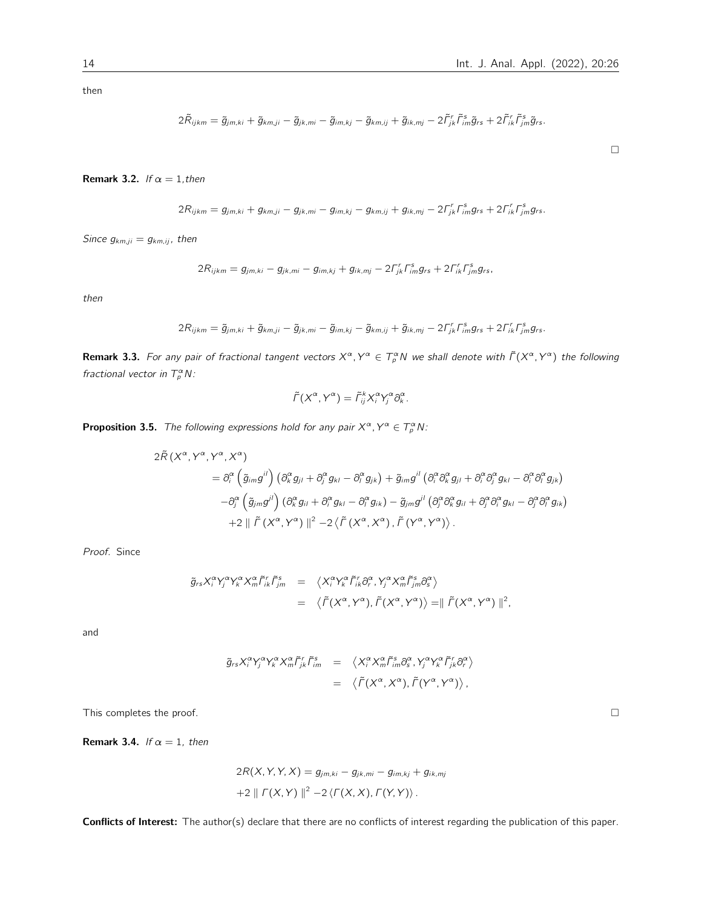then

$$2\tilde{R}_{ijkm} = \tilde{g}_{jm,ki} + \tilde{g}_{km,ji} - \tilde{g}_{jk,mi} - \tilde{g}_{im,kj} - \tilde{g}_{km,ij} + \tilde{g}_{ik,mj} - 2\tilde{\Gamma}^r_{jk}\tilde{\Gamma}^s_{im}\tilde{g}_{rs} + 2\tilde{\Gamma}^r_{ik}\tilde{\Gamma}^s_{jm}\tilde{g}_{rs}.$$

□

**Remark 3.2.** *If $\alpha = 1$, then*

$$2R_{ijkm} = g_{jm,ki} + g_{km,ji} - g_{jk,mi} - g_{im,kj} - g_{km,ij} + g_{ik,mj} - 2\Gamma^r_{jk}\Gamma^s_{im}g_{rs} + 2\Gamma^r_{ik}\Gamma^s_{jm}g_{rs}.$$

*Since $g_{km,ji} = g_{km,ij}$, then*

$$2R_{ijkm} = g_{jm,ki} - g_{jk,mi} - g_{im,kj} + g_{ik,mj} - 2\Gamma^r_{jk}\Gamma^s_{im}g_{rs} + 2\Gamma^r_{ik}\Gamma^s_{jm}g_{rs},$$

*then*

$$2R_{ijkm} = \tilde{g}_{jm,ki} + \tilde{g}_{km,ji} - \tilde{g}_{jk,mi} - \tilde{g}_{im,kj} - \tilde{g}_{km,ij} + \tilde{g}_{ik,mj} - 2\Gamma^r_{jk}\Gamma^s_{im}g_{rs} + 2\Gamma^r_{ik}\Gamma^s_{jm}g_{rs}.$$

**Remark 3.3.** *For any pair of fractional tangent vectors $X^\alpha, Y^\alpha \in T^\alpha_p N$ we shall denote with $\tilde{\Gamma}(X^\alpha, Y^\alpha)$ the following fractional vector in $T^\alpha_p N$:*

$$\tilde{\Gamma}(X^\alpha, Y^\alpha) = \tilde{\Gamma}^k_{ij} X^\alpha_i Y^\alpha_j \partial^\alpha_k.$$

**Proposition 3.5.** *The following expressions hold for any pair $X^\alpha, Y^\alpha \in T^\alpha_p N$:*

$$\begin{aligned}
2\tilde{R}\left(X^\alpha, Y^\alpha, Y^\alpha, X^\alpha\right) &\\
= \partial^\alpha_i \left(\tilde{g}_{jm} g^{il}\right) &\left(\partial^\alpha_k g_{jl} + \partial^\alpha_j g_{kl} - \partial^\alpha_l g_{jk}\right) + \tilde{g}_{jm} g^{jl} \left(\partial^\alpha_i \partial^\alpha_k g_{jl} + \partial^\alpha_i \partial^\alpha_j g_{kl} - \partial^\alpha_i \partial^\alpha_l g_{jk}\right)\\
-\partial^\alpha_j \left(\tilde{g}_{jm} g^{jl}\right) &\left(\partial^\alpha_k g_{il} + \partial^\alpha_i g_{kl} - \partial^\alpha_l g_{ik}\right) - \tilde{g}_{jm} g^{jl} \left(\partial^\alpha_j \partial^\alpha_k g_{il} + \partial^\alpha_j \partial^\alpha_i g_{kl} - \partial^\alpha_j \partial^\alpha_l g_{ik}\right)\\
+2 \parallel \tilde{\Gamma}\left(X^\alpha, Y^\alpha\right) &\parallel^2 -2 \left\langle \tilde{\Gamma}\left(X^\alpha, X^\alpha\right), \tilde{\Gamma}\left(Y^\alpha, Y^\alpha\right)\right\rangle.
\end{aligned}$$

*Proof.* Since

$$\begin{aligned}
\tilde{g}_{rs} X^\alpha_i Y^\alpha_j Y^\alpha_k X^\alpha_m \tilde{\Gamma}^r_{ik} \tilde{\Gamma}^s_{jm} &= \left\langle X^\alpha_i Y^\alpha_k \tilde{\Gamma}^r_{ik} \partial^\alpha_r, Y^\alpha_j X^\alpha_m \tilde{\Gamma}^s_{jm} \partial^\alpha_s \right\rangle\\
&= \left\langle \tilde{\Gamma}(X^\alpha, Y^\alpha), \tilde{\Gamma}(X^\alpha, Y^\alpha)\right\rangle = \parallel \tilde{\Gamma}(X^\alpha, Y^\alpha) \parallel^2,
\end{aligned}$$

and

$$\begin{aligned}
\tilde{g}_{rs} X^\alpha_i Y^\alpha_j Y^\alpha_k X^\alpha_m \tilde{\Gamma}^r_{jk} \tilde{\Gamma}^s_{im} &= \left\langle X^\alpha_i X^\alpha_m \tilde{\Gamma}^s_{im} \partial^\alpha_s, Y^\alpha_j Y^\alpha_k \tilde{\Gamma}^r_{jk} \partial^\alpha_r \right\rangle\\
&= \left\langle \tilde{\Gamma}(X^\alpha, X^\alpha), \tilde{\Gamma}(Y^\alpha, Y^\alpha)\right\rangle,
\end{aligned}$$

This completes the proof. □

**Remark 3.4.** *If $\alpha = 1$, then*

$$\begin{aligned}
&2R(X, Y, Y, X) = g_{jm,ki} - g_{jk,mi} - g_{im,kj} + g_{ik,mj}\\
&+2 \parallel \Gamma(X, Y) \parallel^2 -2 \left\langle \Gamma(X, X), \Gamma(Y, Y)\right\rangle.
\end{aligned}$$

**Conflicts of Interest:** The author(s) declare that there are no conflicts of interest regarding the publication of this paper.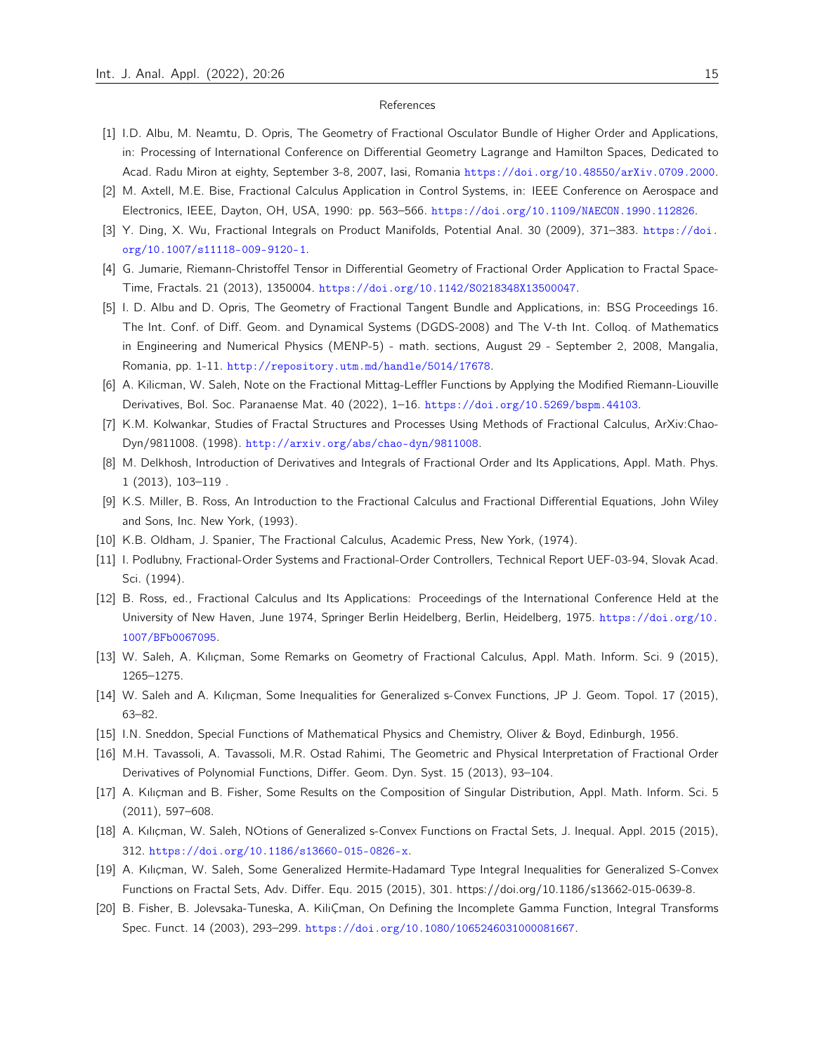## References

[1] I.D. Albu, M. Neamtu, D. Opris, The Geometry of Fractional Osculator Bundle of Higher Order and Applications, in: Processing of International Conference on Differential Geometry Lagrange and Hamilton Spaces, Dedicated to Acad. Radu Miron at eighty, September 3-8, 2007, Iasi, Romania https://doi.org/10.48550/arXiv.0709.2000.

[2] M. Axtell, M.E. Bise, Fractional Calculus Application in Control Systems, in: IEEE Conference on Aerospace and Electronics, IEEE, Dayton, OH, USA, 1990: pp. 563–566. https://doi.org/10.1109/NAECON.1990.112826.

[3] Y. Ding, X. Wu, Fractional Integrals on Product Manifolds, Potential Anal. 30 (2009), 371–383. https://doi.org/10.1007/s11118-009-9120-1.

[4] G. Jumarie, Riemann-Christoffel Tensor in Differential Geometry of Fractional Order Application to Fractal Space-Time, Fractals. 21 (2013), 1350004. https://doi.org/10.1142/S0218348X13500047.

[5] I. D. Albu and D. Opris, The Geometry of Fractional Tangent Bundle and Applications, in: BSG Proceedings 16. The Int. Conf. of Diff. Geom. and Dynamical Systems (DGDS-2008) and The V-th Int. Colloq. of Mathematics in Engineering and Numerical Physics (MENP-5) - math. sections, August 29 - September 2, 2008, Mangalia, Romania, pp. 1-11. http://repository.utm.md/handle/5014/17678.

[6] A. Kilicman, W. Saleh, Note on the Fractional Mittag-Leffler Functions by Applying the Modified Riemann-Liouville Derivatives, Bol. Soc. Paranaense Mat. 40 (2022), 1–16. https://doi.org/10.5269/bspm.44103.

[7] K.M. Kolwankar, Studies of Fractal Structures and Processes Using Methods of Fractional Calculus, ArXiv:Chao-Dyn/9811008. (1998). http://arxiv.org/abs/chao-dyn/9811008.

[8] M. Delkhosh, Introduction of Derivatives and Integrals of Fractional Order and Its Applications, Appl. Math. Phys. 1 (2013), 103–119 .

[9] K.S. Miller, B. Ross, An Introduction to the Fractional Calculus and Fractional Differential Equations, John Wiley and Sons, Inc. New York, (1993).

[10] K.B. Oldham, J. Spanier, The Fractional Calculus, Academic Press, New York, (1974).

[11] I. Podlubny, Fractional-Order Systems and Fractional-Order Controllers, Technical Report UEF-03-94, Slovak Acad. Sci. (1994).

[12] B. Ross, ed., Fractional Calculus and Its Applications: Proceedings of the International Conference Held at the University of New Haven, June 1974, Springer Berlin Heidelberg, Berlin, Heidelberg, 1975. https://doi.org/10.1007/BFb0067095.

[13] W. Saleh, A. Kılıçman, Some Remarks on Geometry of Fractional Calculus, Appl. Math. Inform. Sci. 9 (2015), 1265–1275.

[14] W. Saleh and A. Kılıçman, Some Inequalities for Generalized s-Convex Functions, JP J. Geom. Topol. 17 (2015), 63–82.

[15] I.N. Sneddon, Special Functions of Mathematical Physics and Chemistry, Oliver & Boyd, Edinburgh, 1956.

[16] M.H. Tavassoli, A. Tavassoli, M.R. Ostad Rahimi, The Geometric and Physical Interpretation of Fractional Order Derivatives of Polynomial Functions, Differ. Geom. Dyn. Syst. 15 (2013), 93–104.

[17] A. Kılıçman and B. Fisher, Some Results on the Composition of Singular Distribution, Appl. Math. Inform. Sci. 5 (2011), 597–608.

[18] A. Kılıçman, W. Saleh, NOtions of Generalized s-Convex Functions on Fractal Sets, J. Inequal. Appl. 2015 (2015), 312. https://doi.org/10.1186/s13660-015-0826-x.

[19] A. Kılıçman, W. Saleh, Some Generalized Hermite-Hadamard Type Integral Inequalities for Generalized S-Convex Functions on Fractal Sets, Adv. Differ. Equ. 2015 (2015), 301. https://doi.org/10.1186/s13662-015-0639-8.

[20] B. Fisher, B. Jolevsaka-Tuneska, A. KiliÇman, On Defining the Incomplete Gamma Function, Integral Transforms Spec. Funct. 14 (2003), 293–299. https://doi.org/10.1080/1065246031000081667.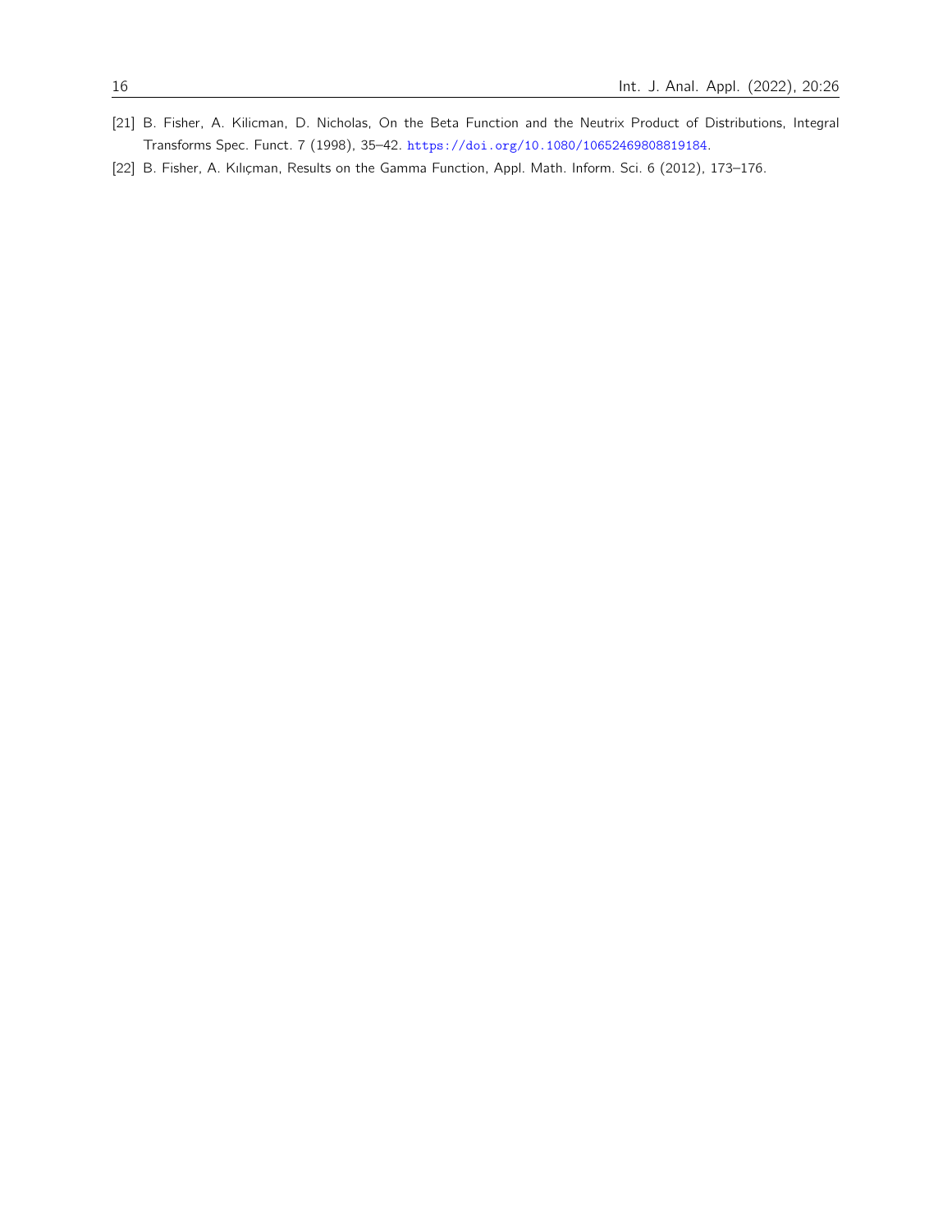[21] B. Fisher, A. Kilicman, D. Nicholas, On the Beta Function and the Neutrix Product of Distributions, Integral Transforms Spec. Funct. 7 (1998), 35–42. https://doi.org/10.1080/10652469808819184.

[22] B. Fisher, A. Kılıçman, Results on the Gamma Function, Appl. Math. Inform. Sci. 6 (2012), 173–176.